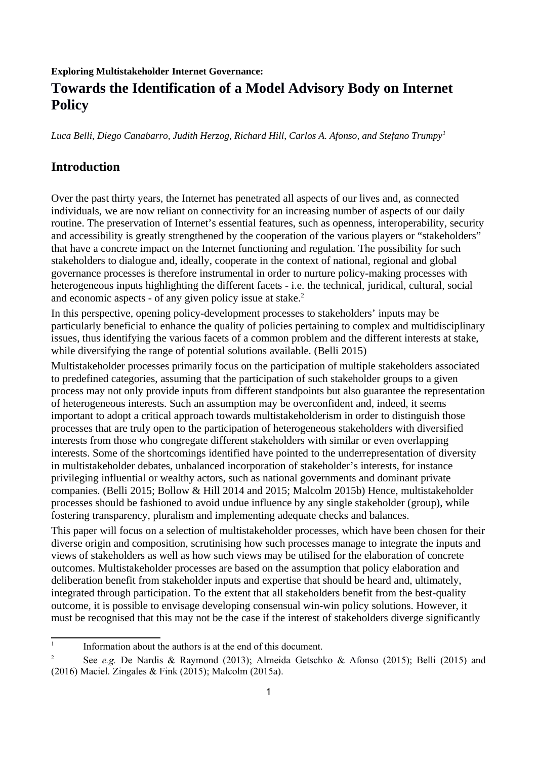**Exploring Multistakeholder Internet Governance:**

# Towards the Identification of a Model Advisory Body on Internet Policy

*Luca Belli, Diego Canabarro, Judith Herzog, Richard Hill, Carlos A. Afonso, and Stefano Trumpy*[1]

## Introduction

Over the past thirty years, the Internet has penetrated all aspects of our lives and, as connected individuals, we are now reliant on connectivity for an increasing number of aspects of our daily routine. The preservation of Internet's essential features, such as openness, interoperability, security and accessibility is greatly strengthened by the cooperation of the various players or "stakeholders" that have a concrete impact on the Internet functioning and regulation. The possibility for such stakeholders to dialogue and, ideally, cooperate in the context of national, regional and global governance processes is therefore instrumental in order to nurture policy-making processes with heterogeneous inputs highlighting the different facets - i.e. the technical, juridical, cultural, social and economic aspects - of any given policy issue at stake.[2]

In this perspective, opening policy-development processes to stakeholders' inputs may be particularly beneficial to enhance the quality of policies pertaining to complex and multidisciplinary issues, thus identifying the various facets of a common problem and the different interests at stake, while diversifying the range of potential solutions available. (Belli 2015)

Multistakeholder processes primarily focus on the participation of multiple stakeholders associated to predefined categories, assuming that the participation of such stakeholder groups to a given process may not only provide inputs from different standpoints but also guarantee the representation of heterogeneous interests. Such an assumption may be overconfident and, indeed, it seems important to adopt a critical approach towards multistakeholderism in order to distinguish those processes that are truly open to the participation of heterogeneous stakeholders with diversified interests from those who congregate different stakeholders with similar or even overlapping interests. Some of the shortcomings identified have pointed to the underrepresentation of diversity in multistakeholder debates, unbalanced incorporation of stakeholder's interests, for instance privileging influential or wealthy actors, such as national governments and dominant private companies. (Belli 2015; Bollow & Hill 2014 and 2015; Malcolm 2015b) Hence, multistakeholder processes should be fashioned to avoid undue influence by any single stakeholder (group), while fostering transparency, pluralism and implementing adequate checks and balances.

This paper will focus on a selection of multistakeholder processes, which have been chosen for their diverse origin and composition, scrutinising how such processes manage to integrate the inputs and views of stakeholders as well as how such views may be utilised for the elaboration of concrete outcomes. Multistakeholder processes are based on the assumption that policy elaboration and deliberation benefit from stakeholder inputs and expertise that should be heard and, ultimately, integrated through participation. To the extent that all stakeholders benefit from the best-quality outcome, it is possible to envisage developing consensual win-win policy solutions. However, it must be recognised that this may not be the case if the interest of stakeholders diverge significantly

---

[1] Information about the authors is at the end of this document.

[2] See *e.g.* De Nardis & Raymond (2013); Almeida Getschko & Afonso (2015); Belli (2015) and (2016) Maciel. Zingales & Fink (2015); Malcolm (2015a).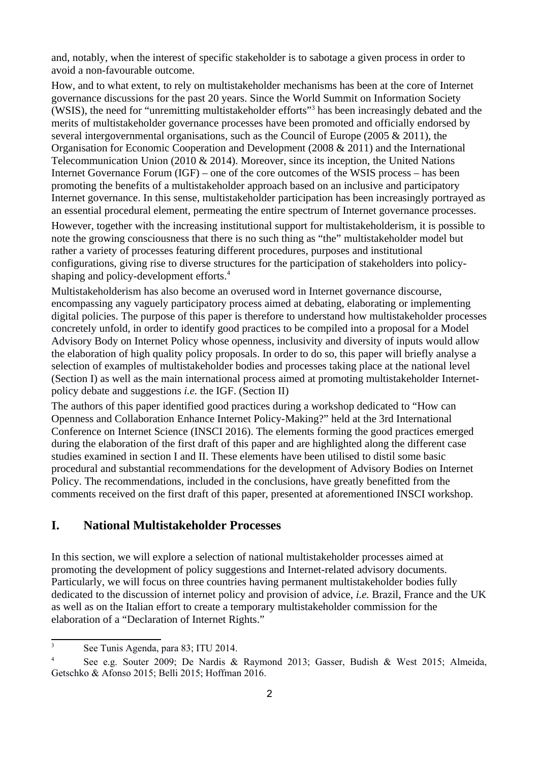and, notably, when the interest of specific stakeholder is to sabotage a given process in order to avoid a non-favourable outcome.

How, and to what extent, to rely on multistakeholder mechanisms has been at the core of Internet governance discussions for the past 20 years. Since the World Summit on Information Society (WSIS), the need for "unremitting multistakeholder efforts"[3] has been increasingly debated and the merits of multistakeholder governance processes have been promoted and officially endorsed by several intergovernmental organisations, such as the Council of Europe (2005 & 2011), the Organisation for Economic Cooperation and Development (2008 & 2011) and the International Telecommunication Union (2010 & 2014). Moreover, since its inception, the United Nations Internet Governance Forum (IGF) – one of the core outcomes of the WSIS process – has been promoting the benefits of a multistakeholder approach based on an inclusive and participatory Internet governance. In this sense, multistakeholder participation has been increasingly portrayed as an essential procedural element, permeating the entire spectrum of Internet governance processes.

However, together with the increasing institutional support for multistakeholderism, it is possible to note the growing consciousness that there is no such thing as "the" multistakeholder model but rather a variety of processes featuring different procedures, purposes and institutional configurations, giving rise to diverse structures for the participation of stakeholders into policy-shaping and policy-development efforts.[4]

Multistakeholderism has also become an overused word in Internet governance discourse, encompassing any vaguely participatory process aimed at debating, elaborating or implementing digital policies. The purpose of this paper is therefore to understand how multistakeholder processes concretely unfold, in order to identify good practices to be compiled into a proposal for a Model Advisory Body on Internet Policy whose openness, inclusivity and diversity of inputs would allow the elaboration of high quality policy proposals. In order to do so, this paper will briefly analyse a selection of examples of multistakeholder bodies and processes taking place at the national level (Section I) as well as the main international process aimed at promoting multistakeholder Internet-policy debate and suggestions *i.e.* the IGF. (Section II)

The authors of this paper identified good practices during a workshop dedicated to "How can Openness and Collaboration Enhance Internet Policy-Making?" held at the 3rd International Conference on Internet Science (INSCI 2016). The elements forming the good practices emerged during the elaboration of the first draft of this paper and are highlighted along the different case studies examined in section I and II. These elements have been utilised to distil some basic procedural and substantial recommendations for the development of Advisory Bodies on Internet Policy. The recommendations, included in the conclusions, have greatly benefitted from the comments received on the first draft of this paper, presented at aforementioned INSCI workshop.

## I. National Multistakeholder Processes

In this section, we will explore a selection of national multistakeholder processes aimed at promoting the development of policy suggestions and Internet-related advisory documents. Particularly, we will focus on three countries having permanent multistakeholder bodies fully dedicated to the discussion of internet policy and provision of advice, *i.e.* Brazil, France and the UK as well as on the Italian effort to create a temporary multistakeholder commission for the elaboration of a "Declaration of Internet Rights."

---

[3] See Tunis Agenda, para 83; ITU 2014.

[4] See e.g. Souter 2009; De Nardis & Raymond 2013; Gasser, Budish & West 2015; Almeida, Getschko & Afonso 2015; Belli 2015; Hoffman 2016.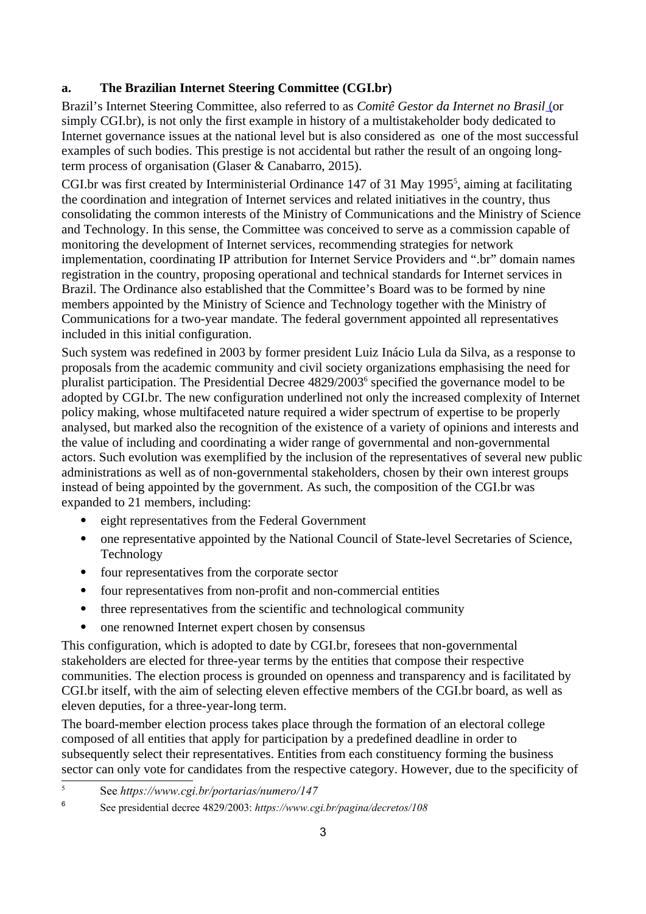### a. The Brazilian Internet Steering Committee (CGI.br)

Brazil's Internet Steering Committee, also referred to as *Comitê Gestor da Internet no Brasil* (or simply CGI.br), is not only the first example in history of a multistakeholder body dedicated to Internet governance issues at the national level but is also considered as one of the most successful examples of such bodies. This prestige is not accidental but rather the result of an ongoing long-term process of organisation (Glaser & Canabarro, 2015).

CGI.br was first created by Interministerial Ordinance 147 of 31 May 1995[5], aiming at facilitating the coordination and integration of Internet services and related initiatives in the country, thus consolidating the common interests of the Ministry of Communications and the Ministry of Science and Technology. In this sense, the Committee was conceived to serve as a commission capable of monitoring the development of Internet services, recommending strategies for network implementation, coordinating IP attribution for Internet Service Providers and ".br" domain names registration in the country, proposing operational and technical standards for Internet services in Brazil. The Ordinance also established that the Committee's Board was to be formed by nine members appointed by the Ministry of Science and Technology together with the Ministry of Communications for a two-year mandate. The federal government appointed all representatives included in this initial configuration.

Such system was redefined in 2003 by former president Luiz Inácio Lula da Silva, as a response to proposals from the academic community and civil society organizations emphasising the need for pluralist participation. The Presidential Decree 4829/2003[6] specified the governance model to be adopted by CGI.br. The new configuration underlined not only the increased complexity of Internet policy making, whose multifaceted nature required a wider spectrum of expertise to be properly analysed, but marked also the recognition of the existence of a variety of opinions and interests and the value of including and coordinating a wider range of governmental and non-governmental actors. Such evolution was exemplified by the inclusion of the representatives of several new public administrations as well as of non-governmental stakeholders, chosen by their own interest groups instead of being appointed by the government. As such, the composition of the CGI.br was expanded to 21 members, including:

- eight representatives from the Federal Government
- one representative appointed by the National Council of State-level Secretaries of Science, Technology
- four representatives from the corporate sector
- four representatives from non-profit and non-commercial entities
- three representatives from the scientific and technological community
- one renowned Internet expert chosen by consensus

This configuration, which is adopted to date by CGI.br, foresees that non-governmental stakeholders are elected for three-year terms by the entities that compose their respective communities. The election process is grounded on openness and transparency and is facilitated by CGI.br itself, with the aim of selecting eleven effective members of the CGI.br board, as well as eleven deputies, for a three-year-long term.

The board-member election process takes place through the formation of an electoral college composed of all entities that apply for participation by a predefined deadline in order to subsequently select their representatives. Entities from each constituency forming the business sector can only vote for candidates from the respective category. However, due to the specificity of

---

[5] See *https://www.cgi.br/portarias/numero/147*

[6] See presidential decree 4829/2003: *https://www.cgi.br/pagina/decretos/108*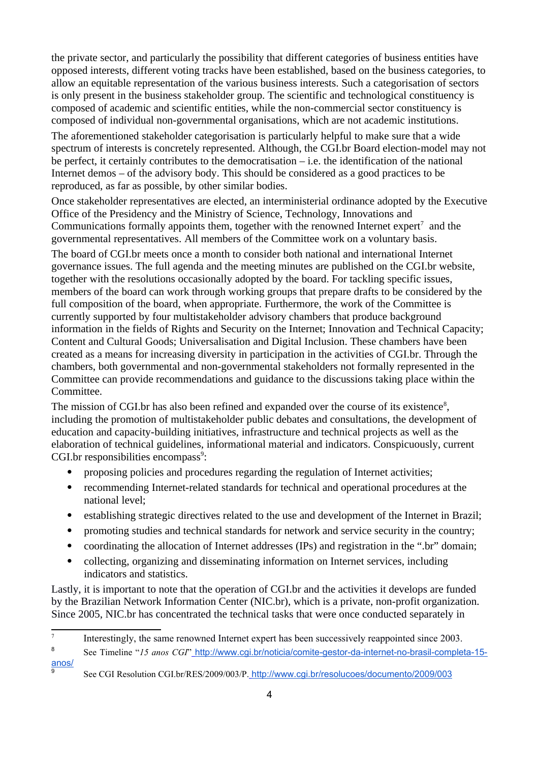the private sector, and particularly the possibility that different categories of business entities have opposed interests, different voting tracks have been established, based on the business categories, to allow an equitable representation of the various business interests. Such a categorisation of sectors is only present in the business stakeholder group. The scientific and technological constituency is composed of academic and scientific entities, while the non-commercial sector constituency is composed of individual non-governmental organisations, which are not academic institutions.

The aforementioned stakeholder categorisation is particularly helpful to make sure that a wide spectrum of interests is concretely represented. Although, the CGI.br Board election-model may not be perfect, it certainly contributes to the democratisation – i.e. the identification of the national Internet demos – of the advisory body. This should be considered as a good practices to be reproduced, as far as possible, by other similar bodies.

Once stakeholder representatives are elected, an interministerial ordinance adopted by the Executive Office of the Presidency and the Ministry of Science, Technology, Innovations and Communications formally appoints them, together with the renowned Internet expert[7] and the governmental representatives. All members of the Committee work on a voluntary basis.

The board of CGI.br meets once a month to consider both national and international Internet governance issues. The full agenda and the meeting minutes are published on the CGI.br website, together with the resolutions occasionally adopted by the board. For tackling specific issues, members of the board can work through working groups that prepare drafts to be considered by the full composition of the board, when appropriate. Furthermore, the work of the Committee is currently supported by four multistakeholder advisory chambers that produce background information in the fields of Rights and Security on the Internet; Innovation and Technical Capacity; Content and Cultural Goods; Universalisation and Digital Inclusion. These chambers have been created as a means for increasing diversity in participation in the activities of CGI.br. Through the chambers, both governmental and non-governmental stakeholders not formally represented in the Committee can provide recommendations and guidance to the discussions taking place within the Committee.

The mission of CGI.br has also been refined and expanded over the course of its existence[8], including the promotion of multistakeholder public debates and consultations, the development of education and capacity-building initiatives, infrastructure and technical projects as well as the elaboration of technical guidelines, informational material and indicators. Conspicuously, current CGI.br responsibilities encompass[9]:

- proposing policies and procedures regarding the regulation of Internet activities;
- recommending Internet-related standards for technical and operational procedures at the national level;
- establishing strategic directives related to the use and development of the Internet in Brazil;
- promoting studies and technical standards for network and service security in the country;
- coordinating the allocation of Internet addresses (IPs) and registration in the ".br" domain;
- collecting, organizing and disseminating information on Internet services, including indicators and statistics.

Lastly, it is important to note that the operation of CGI.br and the activities it develops are funded by the Brazilian Network Information Center (NIC.br), which is a private, non-profit organization. Since 2005, NIC.br has concentrated the technical tasks that were once conducted separately in

---

[7] Interestingly, the same renowned Internet expert has been successively reappointed since 2003.

[8] See Timeline "*15 anos CGI*" http://www.cgi.br/noticia/comite-gestor-da-internet-no-brasil-completa-15-anos/

[9] See CGI Resolution CGI.br/RES/2009/003/P. http://www.cgi.br/resolucoes/documento/2009/003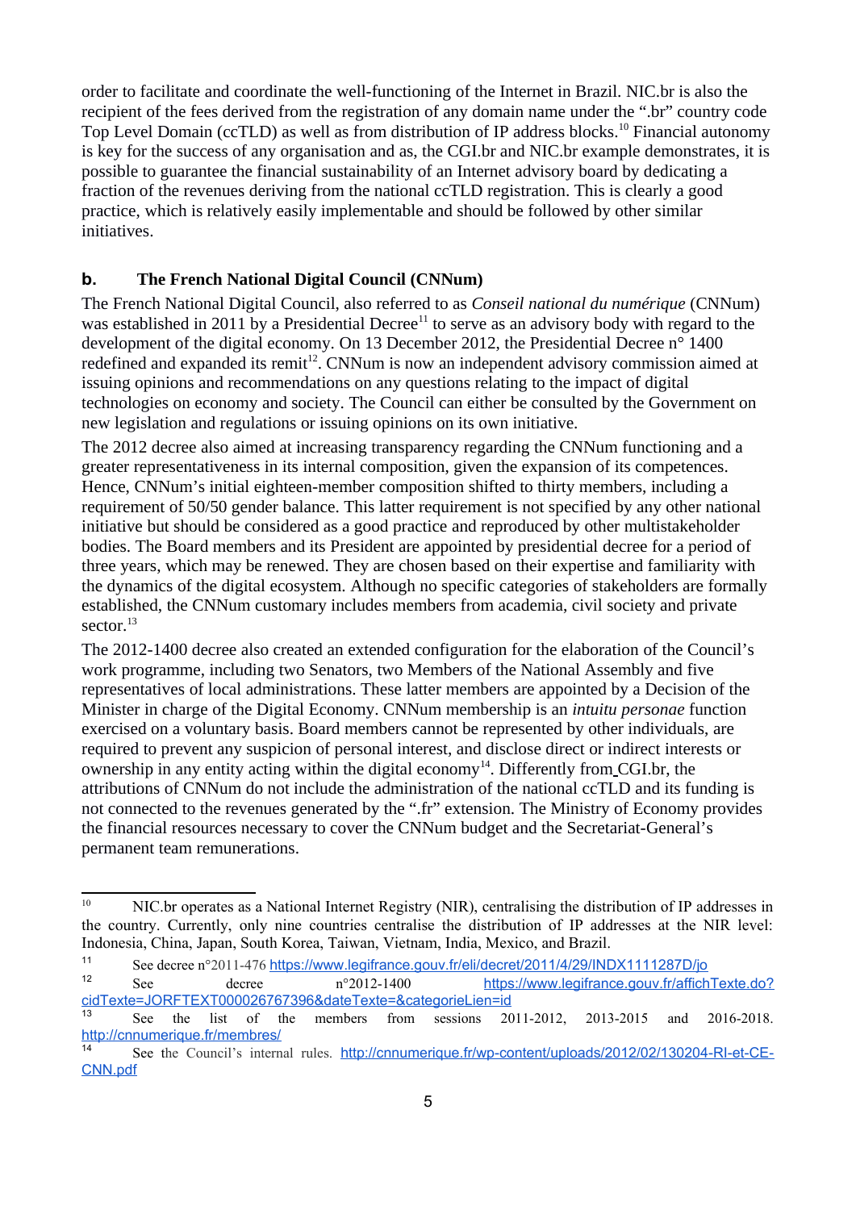order to facilitate and coordinate the well-functioning of the Internet in Brazil. NIC.br is also the recipient of the fees derived from the registration of any domain name under the ".br" country code Top Level Domain (ccTLD) as well as from distribution of IP address blocks.[10] Financial autonomy is key for the success of any organisation and as, the CGI.br and NIC.br example demonstrates, it is possible to guarantee the financial sustainability of an Internet advisory board by dedicating a fraction of the revenues deriving from the national ccTLD registration. This is clearly a good practice, which is relatively easily implementable and should be followed by other similar initiatives.

### b. The French National Digital Council (CNNum)

The French National Digital Council, also referred to as *Conseil national du numérique* (CNNum) was established in 2011 by a Presidential Decree[11] to serve as an advisory body with regard to the development of the digital economy. On 13 December 2012, the Presidential Decree n° 1400 redefined and expanded its remit[12]. CNNum is now an independent advisory commission aimed at issuing opinions and recommendations on any questions relating to the impact of digital technologies on economy and society. The Council can either be consulted by the Government on new legislation and regulations or issuing opinions on its own initiative.

The 2012 decree also aimed at increasing transparency regarding the CNNum functioning and a greater representativeness in its internal composition, given the expansion of its competences. Hence, CNNum's initial eighteen-member composition shifted to thirty members, including a requirement of 50/50 gender balance. This latter requirement is not specified by any other national initiative but should be considered as a good practice and reproduced by other multistakeholder bodies. The Board members and its President are appointed by presidential decree for a period of three years, which may be renewed. They are chosen based on their expertise and familiarity with the dynamics of the digital ecosystem. Although no specific categories of stakeholders are formally established, the CNNum customary includes members from academia, civil society and private sector.[13]

The 2012-1400 decree also created an extended configuration for the elaboration of the Council's work programme, including two Senators, two Members of the National Assembly and five representatives of local administrations. These latter members are appointed by a Decision of the Minister in charge of the Digital Economy. CNNum membership is an *intuitu personae* function exercised on a voluntary basis. Board members cannot be represented by other individuals, are required to prevent any suspicion of personal interest, and disclose direct or indirect interests or ownership in any entity acting within the digital economy[14]. Differently from CGI.br, the attributions of CNNum do not include the administration of the national ccTLD and its funding is not connected to the revenues generated by the ".fr" extension. The Ministry of Economy provides the financial resources necessary to cover the CNNum budget and the Secretariat-General's permanent team remunerations.

---

[10] NIC.br operates as a National Internet Registry (NIR), centralising the distribution of IP addresses in the country. Currently, only nine countries centralise the distribution of IP addresses at the NIR level: Indonesia, China, Japan, South Korea, Taiwan, Vietnam, India, Mexico, and Brazil.

[11] See decree n°2011-476 https://www.legifrance.gouv.fr/eli/decret/2011/4/29/INDX1111287D/jo

[12] See decree n°2012-1400 https://www.legifrance.gouv.fr/affichTexte.do?cidTexte=JORFTEXT000026767396&dateTexte=&categorieLien=id

[13] See the list of the members from sessions 2011-2012, 2013-2015 and 2016-2018. http://cnnumerique.fr/membres/

[14] See the Council's internal rules. http://cnnumerique.fr/wp-content/uploads/2012/02/130204-RI-et-CE-CNN.pdf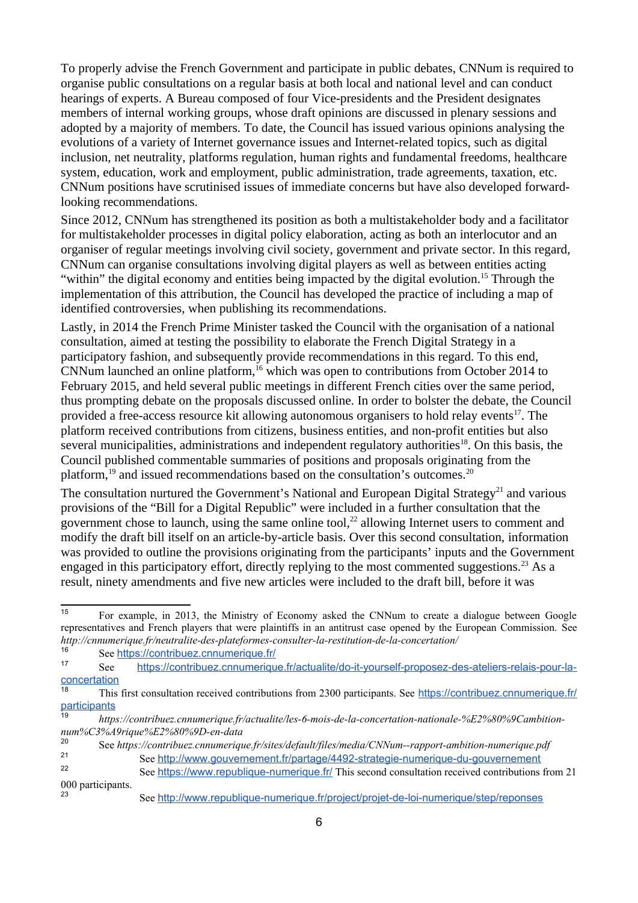To properly advise the French Government and participate in public debates, CNNum is required to organise public consultations on a regular basis at both local and national level and can conduct hearings of experts. A Bureau composed of four Vice-presidents and the President designates members of internal working groups, whose draft opinions are discussed in plenary sessions and adopted by a majority of members. To date, the Council has issued various opinions analysing the evolutions of a variety of Internet governance issues and Internet-related topics, such as digital inclusion, net neutrality, platforms regulation, human rights and fundamental freedoms, healthcare system, education, work and employment, public administration, trade agreements, taxation, etc. CNNum positions have scrutinised issues of immediate concerns but have also developed forward-looking recommendations.

Since 2012, CNNum has strengthened its position as both a multistakeholder body and a facilitator for multistakeholder processes in digital policy elaboration, acting as both an interlocutor and an organiser of regular meetings involving civil society, government and private sector. In this regard, CNNum can organise consultations involving digital players as well as between entities acting "within" the digital economy and entities being impacted by the digital evolution.[15] Through the implementation of this attribution, the Council has developed the practice of including a map of identified controversies, when publishing its recommendations.

Lastly, in 2014 the French Prime Minister tasked the Council with the organisation of a national consultation, aimed at testing the possibility to elaborate the French Digital Strategy in a participatory fashion, and subsequently provide recommendations in this regard. To this end, CNNum launched an online platform,[16] which was open to contributions from October 2014 to February 2015, and held several public meetings in different French cities over the same period, thus prompting debate on the proposals discussed online. In order to bolster the debate, the Council provided a free-access resource kit allowing autonomous organisers to hold relay events[17]. The platform received contributions from citizens, business entities, and non-profit entities but also several municipalities, administrations and independent regulatory authorities[18]. On this basis, the Council published commentable summaries of positions and proposals originating from the platform,[19] and issued recommendations based on the consultation's outcomes.[20]

The consultation nurtured the Government's National and European Digital Strategy[21] and various provisions of the "Bill for a Digital Republic" were included in a further consultation that the government chose to launch, using the same online tool,[22] allowing Internet users to comment and modify the draft bill itself on an article-by-article basis. Over this second consultation, information was provided to outline the provisions originating from the participants' inputs and the Government engaged in this participatory effort, directly replying to the most commented suggestions.[23] As a result, ninety amendments and five new articles were included to the draft bill, before it was

---

[15] For example, in 2013, the Ministry of Economy asked the CNNum to create a dialogue between Google representatives and French players that were plaintiffs in an antitrust case opened by the European Commission. See *http://cnnumerique.fr/neutralite-des-plateformes-consulter-la-restitution-de-la-concertation/*

[16] See https://contribuez.cnnumerique.fr/

[17] See https://contribuez.cnnumerique.fr/actualite/do-it-yourself-proposez-des-ateliers-relais-pour-la-concertation

[18] This first consultation received contributions from 2300 participants. See https://contribuez.cnnumerique.fr/participants

[19] *https://contribuez.cnnumerique.fr/actualite/les-6-mois-de-la-concertation-nationale-%E2%80%9Cambition-num%C3%A9rique%E2%80%9D-en-data*

[20] See *https://contribuez.cnnumerique.fr/sites/default/files/media/CNNum--rapport-ambition-numerique.pdf*

[21] See http://www.gouvernement.fr/partage/4492-strategie-numerique-du-gouvernement

[22] See https://www.republique-numerique.fr/ This second consultation received contributions from 21 000 participants.

[23] See http://www.republique-numerique.fr/project/projet-de-loi-numerique/step/reponses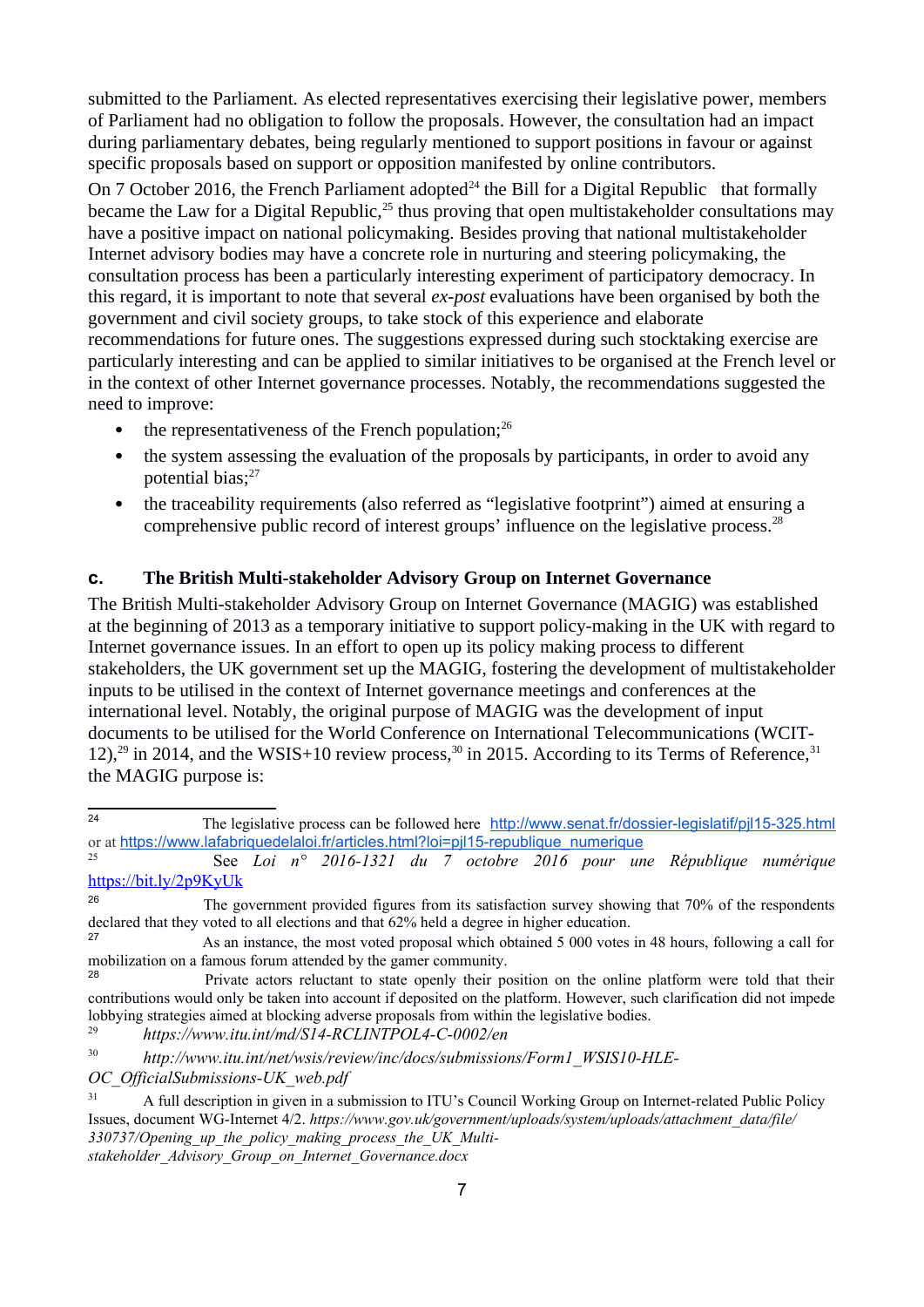submitted to the Parliament. As elected representatives exercising their legislative power, members of Parliament had no obligation to follow the proposals. However, the consultation had an impact during parliamentary debates, being regularly mentioned to support positions in favour or against specific proposals based on support or opposition manifested by online contributors.

On 7 October 2016, the French Parliament adopted[24] the Bill for a Digital Republic that formally became the Law for a Digital Republic,[25] thus proving that open multistakeholder consultations may have a positive impact on national policymaking. Besides proving that national multistakeholder Internet advisory bodies may have a concrete role in nurturing and steering policymaking, the consultation process has been a particularly interesting experiment of participatory democracy. In this regard, it is important to note that several *ex-post* evaluations have been organised by both the government and civil society groups, to take stock of this experience and elaborate recommendations for future ones. The suggestions expressed during such stocktaking exercise are particularly interesting and can be applied to similar initiatives to be organised at the French level or in the context of other Internet governance processes. Notably, the recommendations suggested the need to improve:

- the representativeness of the French population;[26]
- the system assessing the evaluation of the proposals by participants, in order to avoid any potential bias;[27]
- the traceability requirements (also referred as "legislative footprint") aimed at ensuring a comprehensive public record of interest groups' influence on the legislative process.[28]

### c. The British Multi-stakeholder Advisory Group on Internet Governance

The British Multi-stakeholder Advisory Group on Internet Governance (MAGIG) was established at the beginning of 2013 as a temporary initiative to support policy-making in the UK with regard to Internet governance issues. In an effort to open up its policy making process to different stakeholders, the UK government set up the MAGIG, fostering the development of multistakeholder inputs to be utilised in the context of Internet governance meetings and conferences at the international level. Notably, the original purpose of MAGIG was the development of input documents to be utilised for the World Conference on International Telecommunications (WCIT-12),[29] in 2014, and the WSIS+10 review process,[30] in 2015. According to its Terms of Reference,[31] the MAGIG purpose is:

---

[24] The legislative process can be followed here http://www.senat.fr/dossier-legislatif/pjl15-325.html or at https://www.lafabriquedelaloi.fr/articles.html?loi=pjl15-republique_numerique

[25] See *Loi n° 2016-1321 du 7 octobre 2016 pour une République numérique* https://bit.ly/2p9KyUk

[26] The government provided figures from its satisfaction survey showing that 70% of the respondents declared that they voted to all elections and that 62% held a degree in higher education.

[27] As an instance, the most voted proposal which obtained 5 000 votes in 48 hours, following a call for mobilization on a famous forum attended by the gamer community.

[28] Private actors reluctant to state openly their position on the online platform were told that their contributions would only be taken into account if deposited on the platform. However, such clarification did not impede lobbying strategies aimed at blocking adverse proposals from within the legislative bodies.

[29] *https://www.itu.int/md/S14-RCLINTPOL4-C-0002/en*

[30] *http://www.itu.int/net/wsis/review/inc/docs/submissions/Form1_WSIS10-HLE-OC_OfficialSubmissions-UK_web.pdf*

[31] A full description in given in a submission to ITU's Council Working Group on Internet-related Public Policy Issues, document WG-Internet 4/2. *https://www.gov.uk/government/uploads/system/uploads/attachment_data/file/330737/Opening_up_the_policy_making_process_the_UK_Multi-stakeholder_Advisory_Group_on_Internet_Governance.docx*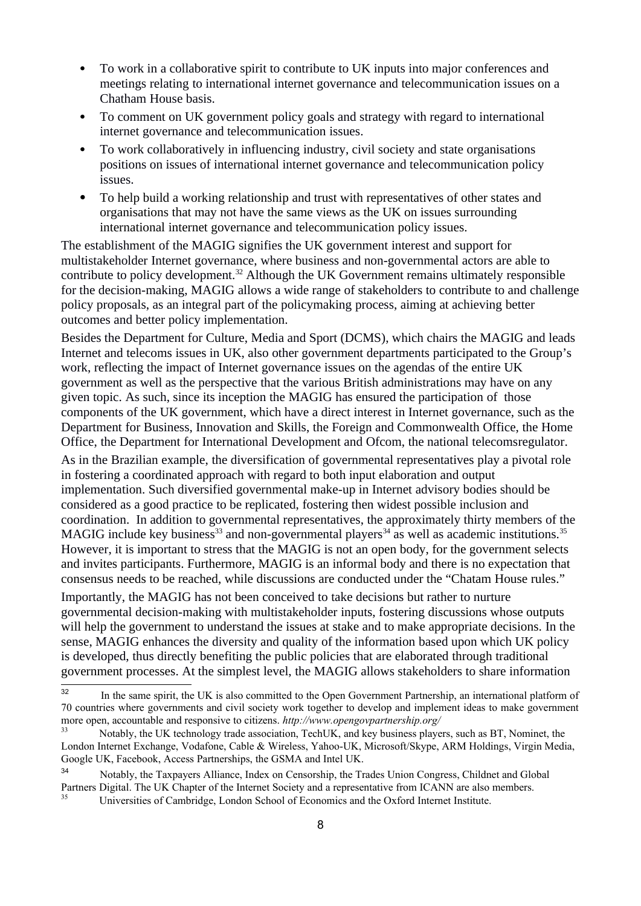- To work in a collaborative spirit to contribute to UK inputs into major conferences and meetings relating to international internet governance and telecommunication issues on a Chatham House basis.
- To comment on UK government policy goals and strategy with regard to international internet governance and telecommunication issues.
- To work collaboratively in influencing industry, civil society and state organisations positions on issues of international internet governance and telecommunication policy issues.
- To help build a working relationship and trust with representatives of other states and organisations that may not have the same views as the UK on issues surrounding international internet governance and telecommunication policy issues.

The establishment of the MAGIG signifies the UK government interest and support for multistakeholder Internet governance, where business and non-governmental actors are able to contribute to policy development.[32] Although the UK Government remains ultimately responsible for the decision-making, MAGIG allows a wide range of stakeholders to contribute to and challenge policy proposals, as an integral part of the policymaking process, aiming at achieving better outcomes and better policy implementation.

Besides the Department for Culture, Media and Sport (DCMS), which chairs the MAGIG and leads Internet and telecoms issues in UK, also other government departments participated to the Group's work, reflecting the impact of Internet governance issues on the agendas of the entire UK government as well as the perspective that the various British administrations may have on any given topic. As such, since its inception the MAGIG has ensured the participation of those components of the UK government, which have a direct interest in Internet governance, such as the Department for Business, Innovation and Skills, the Foreign and Commonwealth Office, the Home Office, the Department for International Development and Ofcom, the national telecomsregulator.

As in the Brazilian example, the diversification of governmental representatives play a pivotal role in fostering a coordinated approach with regard to both input elaboration and output implementation. Such diversified governmental make-up in Internet advisory bodies should be considered as a good practice to be replicated, fostering then widest possible inclusion and coordination. In addition to governmental representatives, the approximately thirty members of the MAGIG include key business[33] and non-governmental players[34] as well as academic institutions.[35] However, it is important to stress that the MAGIG is not an open body, for the government selects and invites participants. Furthermore, MAGIG is an informal body and there is no expectation that consensus needs to be reached, while discussions are conducted under the "Chatam House rules."

Importantly, the MAGIG has not been conceived to take decisions but rather to nurture governmental decision-making with multistakeholder inputs, fostering discussions whose outputs will help the government to understand the issues at stake and to make appropriate decisions. In the sense, MAGIG enhances the diversity and quality of the information based upon which UK policy is developed, thus directly benefiting the public policies that are elaborated through traditional government processes. At the simplest level, the MAGIG allows stakeholders to share information

---

[32] In the same spirit, the UK is also committed to the Open Government Partnership, an international platform of 70 countries where governments and civil society work together to develop and implement ideas to make government more open, accountable and responsive to citizens. *http://www.opengovpartnership.org/*

[33] Notably, the UK technology trade association, TechUK, and key business players, such as BT, Nominet, the London Internet Exchange, Vodafone, Cable & Wireless, Yahoo-UK, Microsoft/Skype, ARM Holdings, Virgin Media, Google UK, Facebook, Access Partnerships, the GSMA and Intel UK.

[34] Notably, the Taxpayers Alliance, Index on Censorship, the Trades Union Congress, Childnet and Global Partners Digital. The UK Chapter of the Internet Society and a representative from ICANN are also members.

[35] Universities of Cambridge, London School of Economics and the Oxford Internet Institute.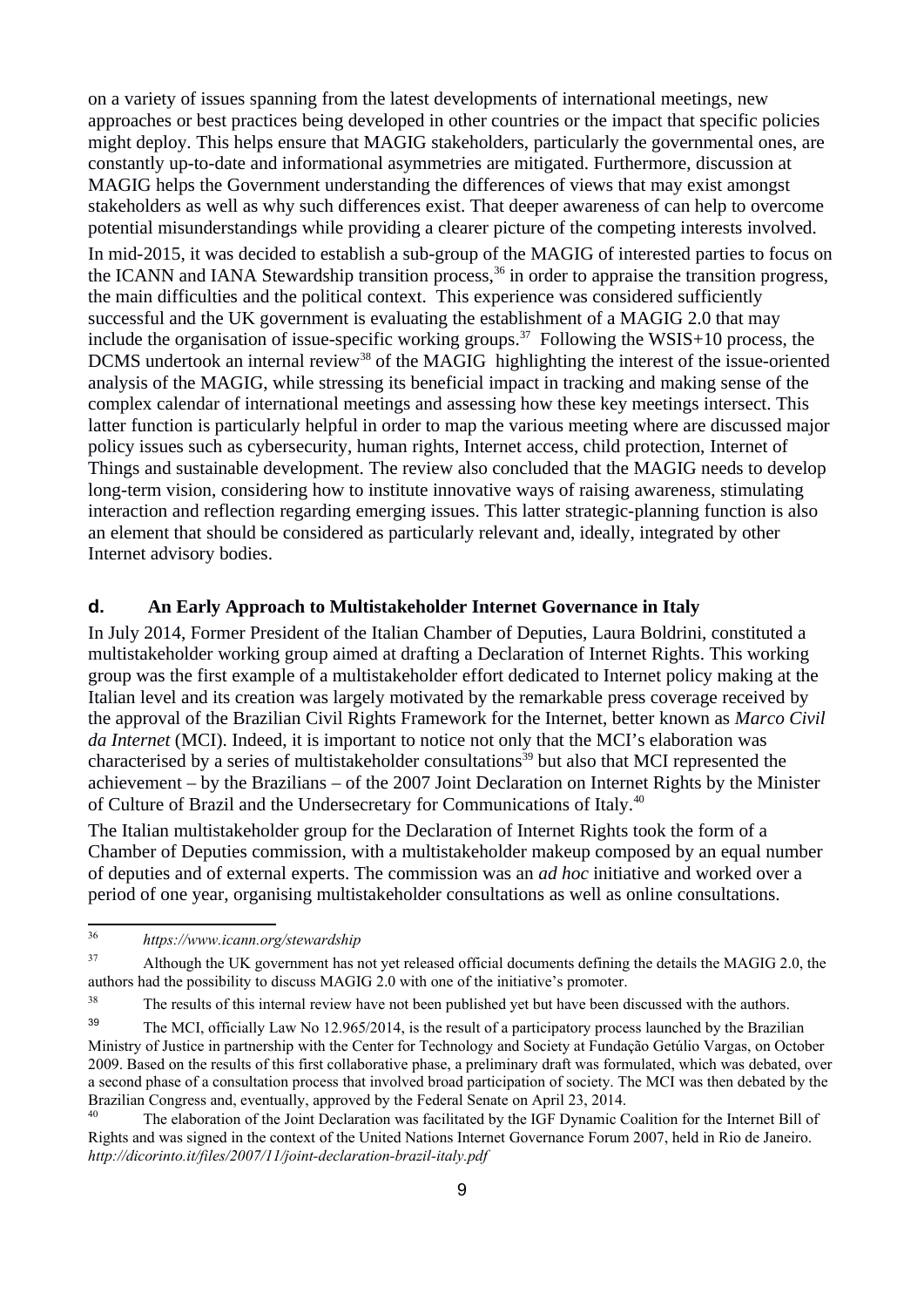on a variety of issues spanning from the latest developments of international meetings, new approaches or best practices being developed in other countries or the impact that specific policies might deploy. This helps ensure that MAGIG stakeholders, particularly the governmental ones, are constantly up-to-date and informational asymmetries are mitigated. Furthermore, discussion at MAGIG helps the Government understanding the differences of views that may exist amongst stakeholders as well as why such differences exist. That deeper awareness of can help to overcome potential misunderstandings while providing a clearer picture of the competing interests involved.

In mid-2015, it was decided to establish a sub-group of the MAGIG of interested parties to focus on the ICANN and IANA Stewardship transition process,[36] in order to appraise the transition progress, the main difficulties and the political context. This experience was considered sufficiently successful and the UK government is evaluating the establishment of a MAGIG 2.0 that may include the organisation of issue-specific working groups.[37] Following the WSIS+10 process, the DCMS undertook an internal review[38] of the MAGIG highlighting the interest of the issue-oriented analysis of the MAGIG, while stressing its beneficial impact in tracking and making sense of the complex calendar of international meetings and assessing how these key meetings intersect. This latter function is particularly helpful in order to map the various meeting where are discussed major policy issues such as cybersecurity, human rights, Internet access, child protection, Internet of Things and sustainable development. The review also concluded that the MAGIG needs to develop long-term vision, considering how to institute innovative ways of raising awareness, stimulating interaction and reflection regarding emerging issues. This latter strategic-planning function is also an element that should be considered as particularly relevant and, ideally, integrated by other Internet advisory bodies.

### d. An Early Approach to Multistakeholder Internet Governance in Italy

In July 2014, Former President of the Italian Chamber of Deputies, Laura Boldrini, constituted a multistakeholder working group aimed at drafting a Declaration of Internet Rights. This working group was the first example of a multistakeholder effort dedicated to Internet policy making at the Italian level and its creation was largely motivated by the remarkable press coverage received by the approval of the Brazilian Civil Rights Framework for the Internet, better known as *Marco Civil da Internet* (MCI). Indeed, it is important to notice not only that the MCI's elaboration was characterised by a series of multistakeholder consultations[39] but also that MCI represented the achievement – by the Brazilians – of the 2007 Joint Declaration on Internet Rights by the Minister of Culture of Brazil and the Undersecretary for Communications of Italy.[40]

The Italian multistakeholder group for the Declaration of Internet Rights took the form of a Chamber of Deputies commission, with a multistakeholder makeup composed by an equal number of deputies and of external experts. The commission was an *ad hoc* initiative and worked over a period of one year, organising multistakeholder consultations as well as online consultations.

---

[36] *https://www.icann.org/stewardship*

[37] Although the UK government has not yet released official documents defining the details the MAGIG 2.0, the authors had the possibility to discuss MAGIG 2.0 with one of the initiative's promoter.

[38] The results of this internal review have not been published yet but have been discussed with the authors.

[39] The MCI, officially Law No 12.965/2014, is the result of a participatory process launched by the Brazilian Ministry of Justice in partnership with the Center for Technology and Society at Fundação Getúlio Vargas, on October 2009. Based on the results of this first collaborative phase, a preliminary draft was formulated, which was debated, over a second phase of a consultation process that involved broad participation of society. The MCI was then debated by the Brazilian Congress and, eventually, approved by the Federal Senate on April 23, 2014.

[40] The elaboration of the Joint Declaration was facilitated by the IGF Dynamic Coalition for the Internet Bill of Rights and was signed in the context of the United Nations Internet Governance Forum 2007, held in Rio de Janeiro. *http://dicorinto.it/files/2007/11/joint-declaration-brazil-italy.pdf*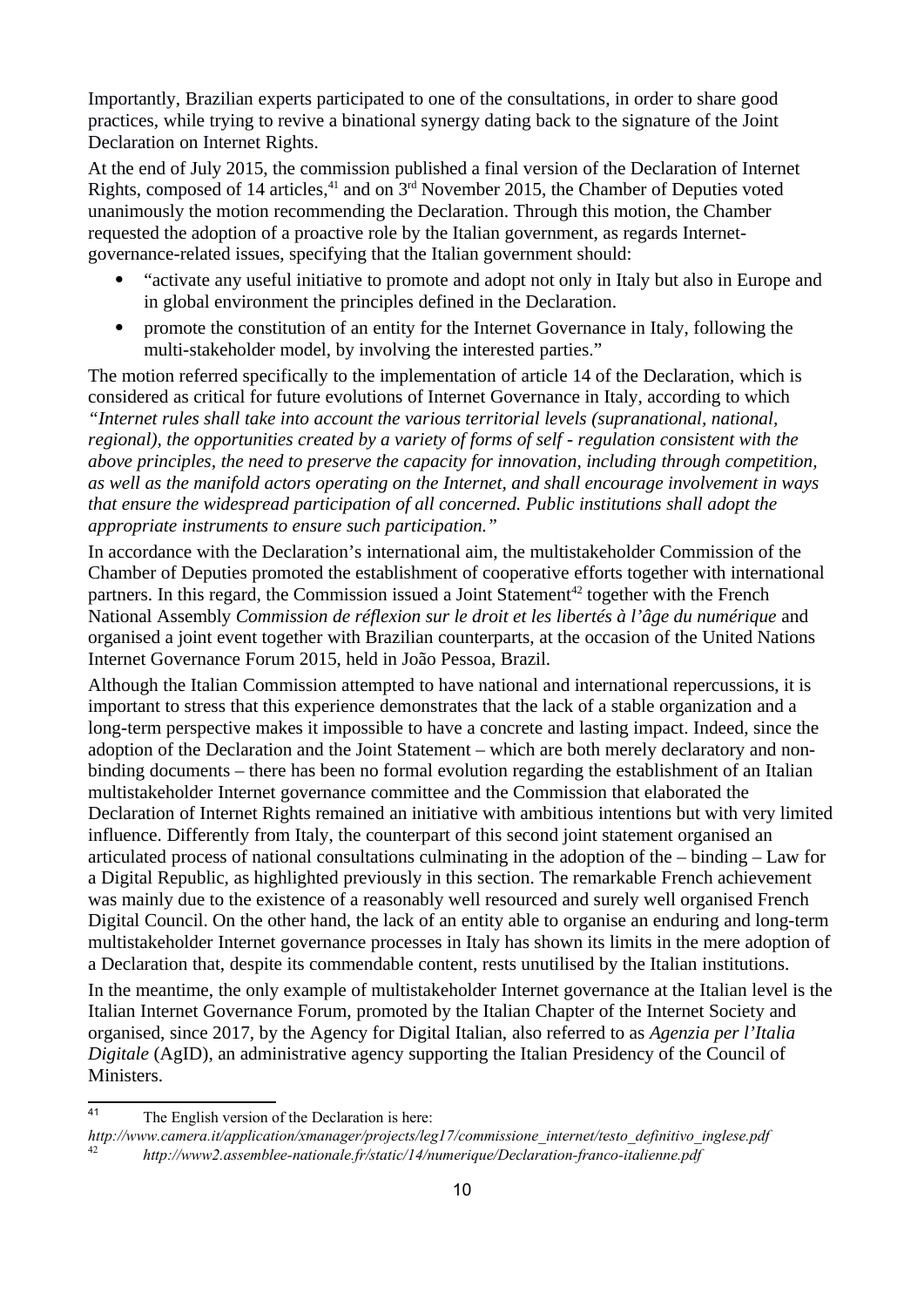Importantly, Brazilian experts participated to one of the consultations, in order to share good practices, while trying to revive a binational synergy dating back to the signature of the Joint Declaration on Internet Rights.

At the end of July 2015, the commission published a final version of the Declaration of Internet Rights, composed of 14 articles,[41] and on 3rd November 2015, the Chamber of Deputies voted unanimously the motion recommending the Declaration. Through this motion, the Chamber requested the adoption of a proactive role by the Italian government, as regards Internet-governance-related issues, specifying that the Italian government should:

- "activate any useful initiative to promote and adopt not only in Italy but also in Europe and in global environment the principles defined in the Declaration.
- promote the constitution of an entity for the Internet Governance in Italy, following the multi-stakeholder model, by involving the interested parties."

The motion referred specifically to the implementation of article 14 of the Declaration, which is considered as critical for future evolutions of Internet Governance in Italy, according to which *"Internet rules shall take into account the various territorial levels (supranational, national, regional), the opportunities created by a variety of forms of self - regulation consistent with the above principles, the need to preserve the capacity for innovation, including through competition, as well as the manifold actors operating on the Internet, and shall encourage involvement in ways that ensure the widespread participation of all concerned. Public institutions shall adopt the appropriate instruments to ensure such participation."*

In accordance with the Declaration's international aim, the multistakeholder Commission of the Chamber of Deputies promoted the establishment of cooperative efforts together with international partners. In this regard, the Commission issued a Joint Statement[42] together with the French National Assembly *Commission de réflexion sur le droit et les libertés à l'âge du numérique* and organised a joint event together with Brazilian counterparts, at the occasion of the United Nations Internet Governance Forum 2015, held in João Pessoa, Brazil.

Although the Italian Commission attempted to have national and international repercussions, it is important to stress that this experience demonstrates that the lack of a stable organization and a long-term perspective makes it impossible to have a concrete and lasting impact. Indeed, since the adoption of the Declaration and the Joint Statement – which are both merely declaratory and non-binding documents – there has been no formal evolution regarding the establishment of an Italian multistakeholder Internet governance committee and the Commission that elaborated the Declaration of Internet Rights remained an initiative with ambitious intentions but with very limited influence. Differently from Italy, the counterpart of this second joint statement organised an articulated process of national consultations culminating in the adoption of the – binding – Law for a Digital Republic, as highlighted previously in this section. The remarkable French achievement was mainly due to the existence of a reasonably well resourced and surely well organised French Digital Council. On the other hand, the lack of an entity able to organise an enduring and long-term multistakeholder Internet governance processes in Italy has shown its limits in the mere adoption of a Declaration that, despite its commendable content, rests unutilised by the Italian institutions.

In the meantime, the only example of multistakeholder Internet governance at the Italian level is the Italian Internet Governance Forum, promoted by the Italian Chapter of the Internet Society and organised, since 2017, by the Agency for Digital Italian, also referred to as *Agenzia per l'Italia Digitale* (AgID), an administrative agency supporting the Italian Presidency of the Council of Ministers.

---

[41] The English version of the Declaration is here: *http://www.camera.it/application/xmanager/projects/leg17/commissione_internet/testo_definitivo_inglese.pdf*

[42] *http://www2.assemblee-nationale.fr/static/14/numerique/Declaration-franco-italienne.pdf*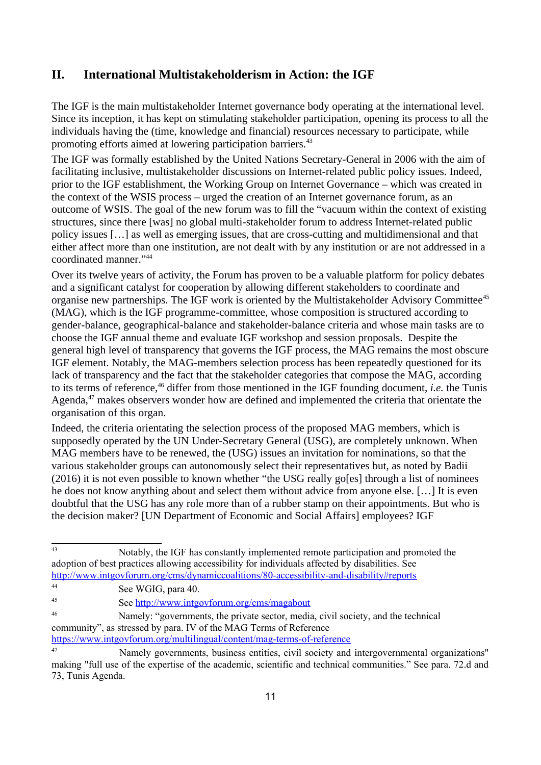## II. International Multistakeholderism in Action: the IGF

The IGF is the main multistakeholder Internet governance body operating at the international level. Since its inception, it has kept on stimulating stakeholder participation, opening its process to all the individuals having the (time, knowledge and financial) resources necessary to participate, while promoting efforts aimed at lowering participation barriers.[43]

The IGF was formally established by the United Nations Secretary-General in 2006 with the aim of facilitating inclusive, multistakeholder discussions on Internet-related public policy issues. Indeed, prior to the IGF establishment, the Working Group on Internet Governance – which was created in the context of the WSIS process – urged the creation of an Internet governance forum, as an outcome of WSIS. The goal of the new forum was to fill the "vacuum within the context of existing structures, since there [was] no global multi-stakeholder forum to address Internet-related public policy issues […] as well as emerging issues, that are cross-cutting and multidimensional and that either affect more than one institution, are not dealt with by any institution or are not addressed in a coordinated manner."[44]

Over its twelve years of activity, the Forum has proven to be a valuable platform for policy debates and a significant catalyst for cooperation by allowing different stakeholders to coordinate and organise new partnerships. The IGF work is oriented by the Multistakeholder Advisory Committee[45] (MAG), which is the IGF programme-committee, whose composition is structured according to gender-balance, geographical-balance and stakeholder-balance criteria and whose main tasks are to choose the IGF annual theme and evaluate IGF workshop and session proposals. Despite the general high level of transparency that governs the IGF process, the MAG remains the most obscure IGF element. Notably, the MAG-members selection process has been repeatedly questioned for its lack of transparency and the fact that the stakeholder categories that compose the MAG, according to its terms of reference,[46] differ from those mentioned in the IGF founding document, *i.e.* the Tunis Agenda,[47] makes observers wonder how are defined and implemented the criteria that orientate the organisation of this organ.

Indeed, the criteria orientating the selection process of the proposed MAG members, which is supposedly operated by the UN Under-Secretary General (USG), are completely unknown. When MAG members have to be renewed, the (USG) issues an invitation for nominations, so that the various stakeholder groups can autonomously select their representatives but, as noted by Badii (2016) it is not even possible to known whether "the USG really go[es] through a list of nominees he does not know anything about and select them without advice from anyone else. […] It is even doubtful that the USG has any role more than of a rubber stamp on their appointments. But who is the decision maker? [UN Department of Economic and Social Affairs] employees? IGF

---

[43] Notably, the IGF has constantly implemented remote participation and promoted the adoption of best practices allowing accessibility for individuals affected by disabilities. See http://www.intgovforum.org/cms/dynamiccoalitions/80-accessibility-and-disability#reports

[44] See WGIG, para 40.

[45] See http://www.intgovforum.org/cms/magabout

[46] Namely: "governments, the private sector, media, civil society, and the technical community", as stressed by para. IV of the MAG Terms of Reference https://www.intgovforum.org/multilingual/content/mag-terms-of-reference

[47] Namely governments, business entities, civil society and intergovernmental organizations" making "full use of the expertise of the academic, scientific and technical communities." See para. 72.d and 73, Tunis Agenda.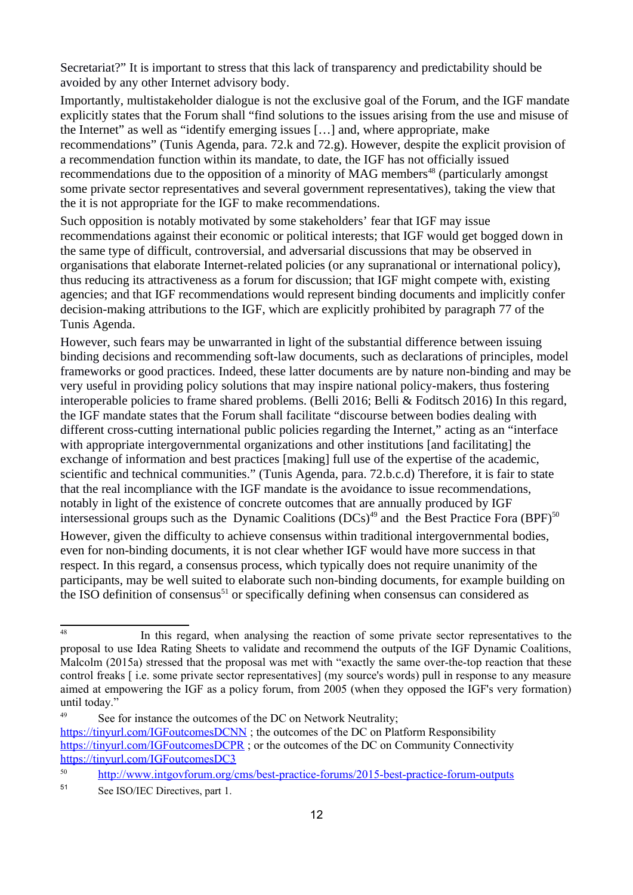Secretariat?" It is important to stress that this lack of transparency and predictability should be avoided by any other Internet advisory body.

Importantly, multistakeholder dialogue is not the exclusive goal of the Forum, and the IGF mandate explicitly states that the Forum shall "find solutions to the issues arising from the use and misuse of the Internet" as well as "identify emerging issues […] and, where appropriate, make recommendations" (Tunis Agenda, para. 72.k and 72.g). However, despite the explicit provision of a recommendation function within its mandate, to date, the IGF has not officially issued recommendations due to the opposition of a minority of MAG members[48] (particularly amongst some private sector representatives and several government representatives), taking the view that the it is not appropriate for the IGF to make recommendations.

Such opposition is notably motivated by some stakeholders' fear that IGF may issue recommendations against their economic or political interests; that IGF would get bogged down in the same type of difficult, controversial, and adversarial discussions that may be observed in organisations that elaborate Internet-related policies (or any supranational or international policy), thus reducing its attractiveness as a forum for discussion; that IGF might compete with, existing agencies; and that IGF recommendations would represent binding documents and implicitly confer decision-making attributions to the IGF, which are explicitly prohibited by paragraph 77 of the Tunis Agenda.

However, such fears may be unwarranted in light of the substantial difference between issuing binding decisions and recommending soft-law documents, such as declarations of principles, model frameworks or good practices. Indeed, these latter documents are by nature non-binding and may be very useful in providing policy solutions that may inspire national policy-makers, thus fostering interoperable policies to frame shared problems. (Belli 2016; Belli & Foditsch 2016) In this regard, the IGF mandate states that the Forum shall facilitate "discourse between bodies dealing with different cross-cutting international public policies regarding the Internet," acting as an "interface with appropriate intergovernmental organizations and other institutions [and facilitating] the exchange of information and best practices [making] full use of the expertise of the academic, scientific and technical communities." (Tunis Agenda, para. 72.b.c.d) Therefore, it is fair to state that the real incompliance with the IGF mandate is the avoidance to issue recommendations, notably in light of the existence of concrete outcomes that are annually produced by IGF intersessional groups such as the Dynamic Coalitions (DCs)[49] and the Best Practice Fora (BPF)[50]

However, given the difficulty to achieve consensus within traditional intergovernmental bodies, even for non-binding documents, it is not clear whether IGF would have more success in that respect. In this regard, a consensus process, which typically does not require unanimity of the participants, may be well suited to elaborate such non-binding documents, for example building on the ISO definition of consensus[51] or specifically defining when consensus can considered as

---

[48] In this regard, when analysing the reaction of some private sector representatives to the proposal to use Idea Rating Sheets to validate and recommend the outputs of the IGF Dynamic Coalitions, Malcolm (2015a) stressed that the proposal was met with "exactly the same over-the-top reaction that these control freaks [ i.e. some private sector representatives] (my source's words) pull in response to any measure aimed at empowering the IGF as a policy forum, from 2005 (when they opposed the IGF's very formation) until today."

[49] See for instance the outcomes of the DC on Network Neutrality; https://tinyurl.com/IGFoutcomesDCNN ; the outcomes of the DC on Platform Responsibility https://tinyurl.com/IGFoutcomesDCPR ; or the outcomes of the DC on Community Connectivity https://tinyurl.com/IGFoutcomesDC3

[50] http://www.intgovforum.org/cms/best-practice-forums/2015-best-practice-forum-outputs

[51] See ISO/IEC Directives, part 1.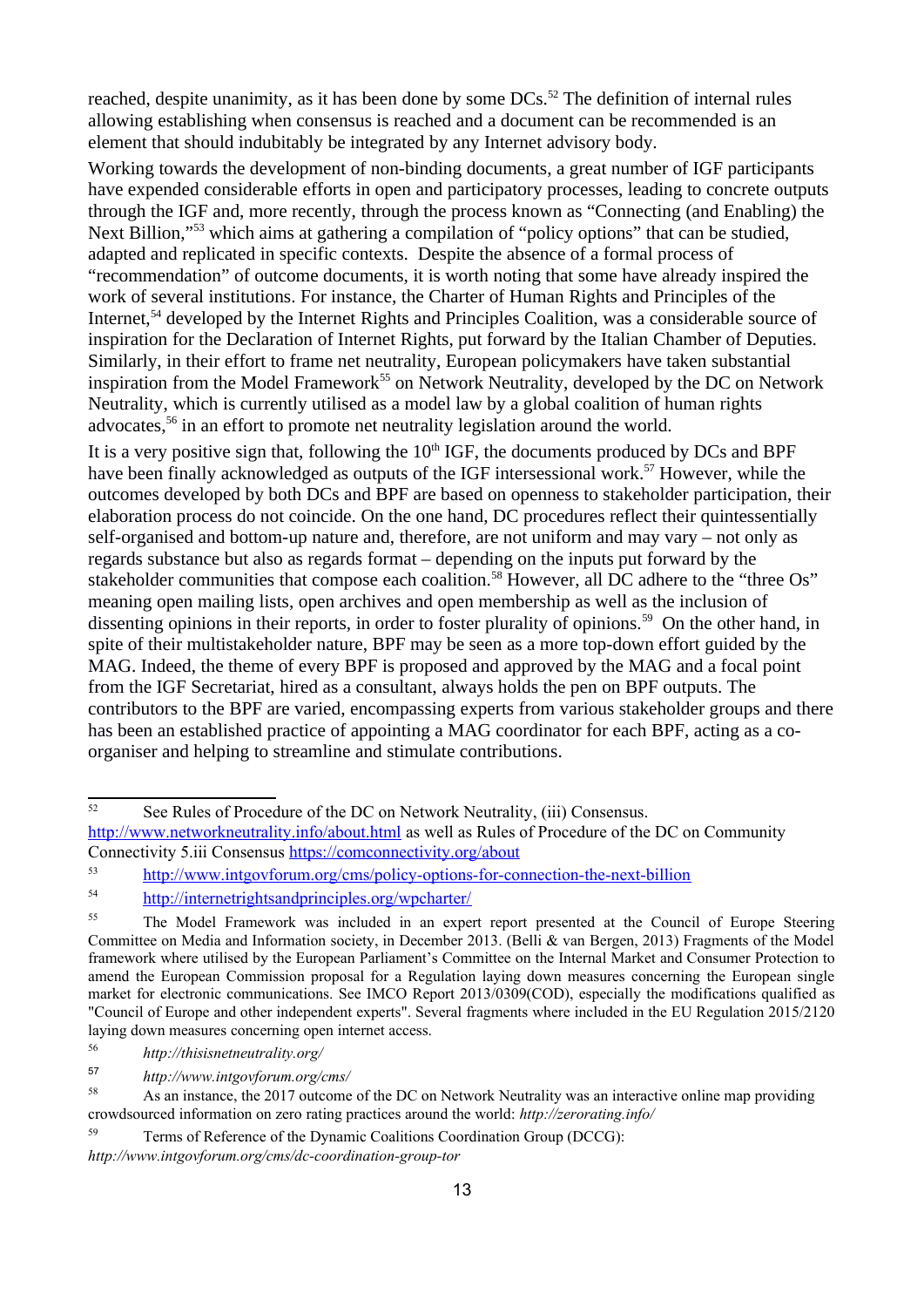reached, despite unanimity, as it has been done by some DCs.[52] The definition of internal rules allowing establishing when consensus is reached and a document can be recommended is an element that should indubitably be integrated by any Internet advisory body.

Working towards the development of non-binding documents, a great number of IGF participants have expended considerable efforts in open and participatory processes, leading to concrete outputs through the IGF and, more recently, through the process known as "Connecting (and Enabling) the Next Billion,"[53] which aims at gathering a compilation of "policy options" that can be studied, adapted and replicated in specific contexts. Despite the absence of a formal process of "recommendation" of outcome documents, it is worth noting that some have already inspired the work of several institutions. For instance, the Charter of Human Rights and Principles of the Internet,[54] developed by the Internet Rights and Principles Coalition, was a considerable source of inspiration for the Declaration of Internet Rights, put forward by the Italian Chamber of Deputies. Similarly, in their effort to frame net neutrality, European policymakers have taken substantial inspiration from the Model Framework[55] on Network Neutrality, developed by the DC on Network Neutrality, which is currently utilised as a model law by a global coalition of human rights advocates,[56] in an effort to promote net neutrality legislation around the world.

It is a very positive sign that, following the 10th IGF, the documents produced by DCs and BPF have been finally acknowledged as outputs of the IGF intersessional work.[57] However, while the outcomes developed by both DCs and BPF are based on openness to stakeholder participation, their elaboration process do not coincide. On the one hand, DC procedures reflect their quintessentially self-organised and bottom-up nature and, therefore, are not uniform and may vary – not only as regards substance but also as regards format – depending on the inputs put forward by the stakeholder communities that compose each coalition.[58] However, all DC adhere to the "three Os" meaning open mailing lists, open archives and open membership as well as the inclusion of dissenting opinions in their reports, in order to foster plurality of opinions.[59] On the other hand, in spite of their multistakeholder nature, BPF may be seen as a more top-down effort guided by the MAG. Indeed, the theme of every BPF is proposed and approved by the MAG and a focal point from the IGF Secretariat, hired as a consultant, always holds the pen on BPF outputs. The contributors to the BPF are varied, encompassing experts from various stakeholder groups and there has been an established practice of appointing a MAG coordinator for each BPF, acting as a co-organiser and helping to streamline and stimulate contributions.

---

[52] See Rules of Procedure of the DC on Network Neutrality, (iii) Consensus. http://www.networkneutrality.info/about.html as well as Rules of Procedure of the DC on Community Connectivity 5.iii Consensus https://comconnectivity.org/about

[53] http://www.intgovforum.org/cms/policy-options-for-connection-the-next-billion

[54] http://internetrightsandprinciples.org/wpcharter/

[55] The Model Framework was included in an expert report presented at the Council of Europe Steering Committee on Media and Information society, in December 2013. (Belli & van Bergen, 2013) Fragments of the Model framework where utilised by the European Parliament's Committee on the Internal Market and Consumer Protection to amend the European Commission proposal for a Regulation laying down measures concerning the European single market for electronic communications. See IMCO Report 2013/0309(COD), especially the modifications qualified as "Council of Europe and other independent experts". Several fragments where included in the EU Regulation 2015/2120 laying down measures concerning open internet access.

[56] *http://thisisnetneutrality.org/*

[57] *http://www.intgovforum.org/cms/*

[58] As an instance, the 2017 outcome of the DC on Network Neutrality was an interactive online map providing crowdsourced information on zero rating practices around the world: *http://zerorating.info/*

[59] Terms of Reference of the Dynamic Coalitions Coordination Group (DCCG): *http://www.intgovforum.org/cms/dc-coordination-group-tor*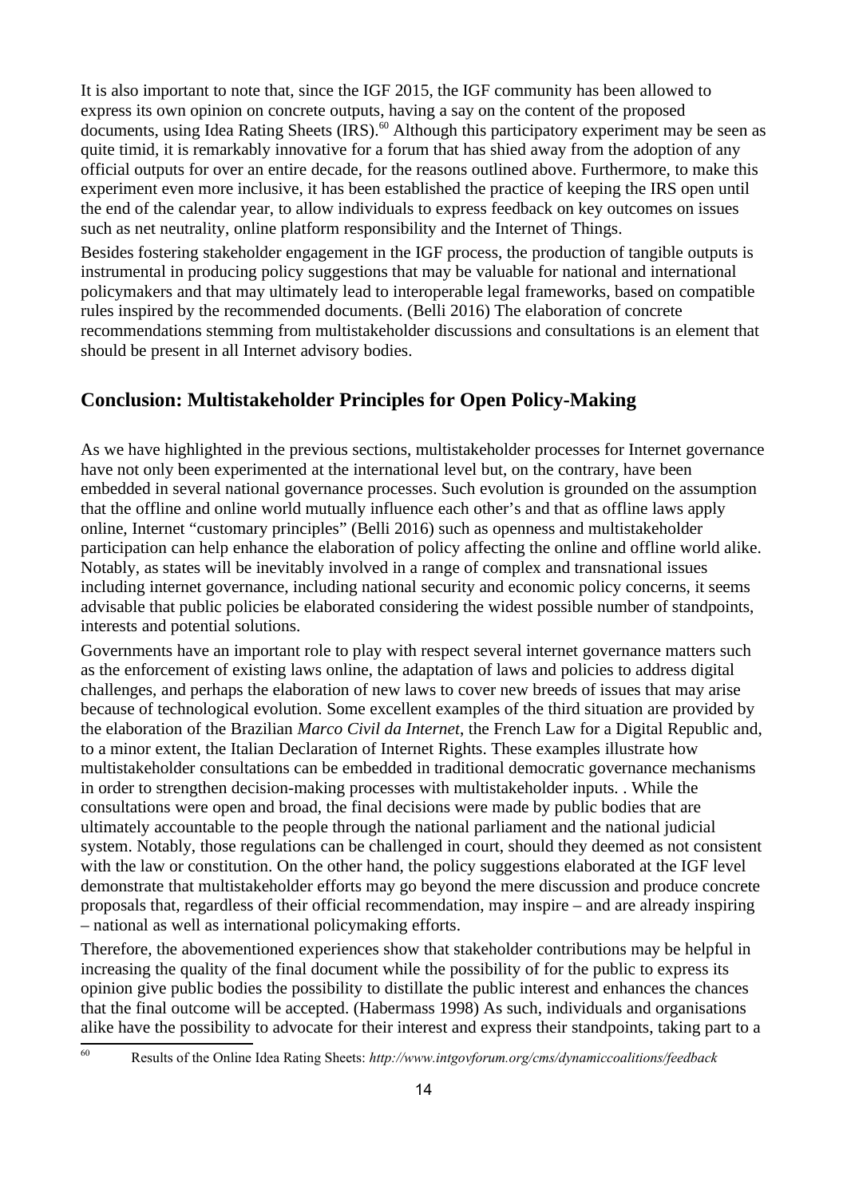It is also important to note that, since the IGF 2015, the IGF community has been allowed to express its own opinion on concrete outputs, having a say on the content of the proposed documents, using Idea Rating Sheets (IRS).[60] Although this participatory experiment may be seen as quite timid, it is remarkably innovative for a forum that has shied away from the adoption of any official outputs for over an entire decade, for the reasons outlined above. Furthermore, to make this experiment even more inclusive, it has been established the practice of keeping the IRS open until the end of the calendar year, to allow individuals to express feedback on key outcomes on issues such as net neutrality, online platform responsibility and the Internet of Things.

Besides fostering stakeholder engagement in the IGF process, the production of tangible outputs is instrumental in producing policy suggestions that may be valuable for national and international policymakers and that may ultimately lead to interoperable legal frameworks, based on compatible rules inspired by the recommended documents. (Belli 2016) The elaboration of concrete recommendations stemming from multistakeholder discussions and consultations is an element that should be present in all Internet advisory bodies.

## Conclusion: Multistakeholder Principles for Open Policy-Making

As we have highlighted in the previous sections, multistakeholder processes for Internet governance have not only been experimented at the international level but, on the contrary, have been embedded in several national governance processes. Such evolution is grounded on the assumption that the offline and online world mutually influence each other's and that as offline laws apply online, Internet "customary principles" (Belli 2016) such as openness and multistakeholder participation can help enhance the elaboration of policy affecting the online and offline world alike. Notably, as states will be inevitably involved in a range of complex and transnational issues including internet governance, including national security and economic policy concerns, it seems advisable that public policies be elaborated considering the widest possible number of standpoints, interests and potential solutions.

Governments have an important role to play with respect several internet governance matters such as the enforcement of existing laws online, the adaptation of laws and policies to address digital challenges, and perhaps the elaboration of new laws to cover new breeds of issues that may arise because of technological evolution. Some excellent examples of the third situation are provided by the elaboration of the Brazilian *Marco Civil da Internet*, the French Law for a Digital Republic and, to a minor extent, the Italian Declaration of Internet Rights. These examples illustrate how multistakeholder consultations can be embedded in traditional democratic governance mechanisms in order to strengthen decision-making processes with multistakeholder inputs. . While the consultations were open and broad, the final decisions were made by public bodies that are ultimately accountable to the people through the national parliament and the national judicial system. Notably, those regulations can be challenged in court, should they deemed as not consistent with the law or constitution. On the other hand, the policy suggestions elaborated at the IGF level demonstrate that multistakeholder efforts may go beyond the mere discussion and produce concrete proposals that, regardless of their official recommendation, may inspire – and are already inspiring – national as well as international policymaking efforts.

Therefore, the abovementioned experiences show that stakeholder contributions may be helpful in increasing the quality of the final document while the possibility of for the public to express its opinion give public bodies the possibility to distillate the public interest and enhances the chances that the final outcome will be accepted. (Habermass 1998) As such, individuals and organisations alike have the possibility to advocate for their interest and express their standpoints, taking part to a

[60] Results of the Online Idea Rating Sheets: *http://www.intgovforum.org/cms/dynamiccoalitions/feedback*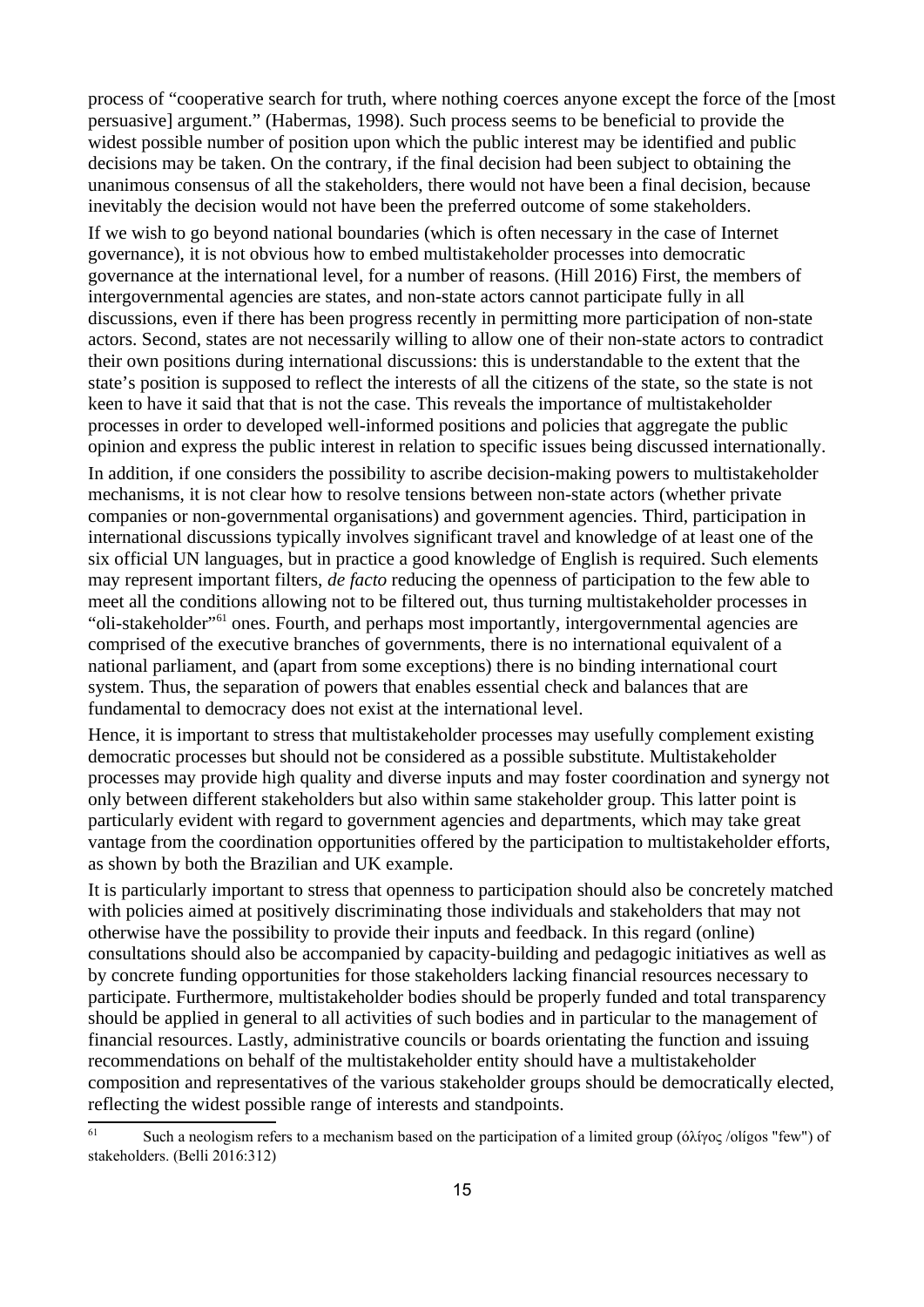process of "cooperative search for truth, where nothing coerces anyone except the force of the [most persuasive] argument." (Habermas, 1998). Such process seems to be beneficial to provide the widest possible number of position upon which the public interest may be identified and public decisions may be taken. On the contrary, if the final decision had been subject to obtaining the unanimous consensus of all the stakeholders, there would not have been a final decision, because inevitably the decision would not have been the preferred outcome of some stakeholders.

If we wish to go beyond national boundaries (which is often necessary in the case of Internet governance), it is not obvious how to embed multistakeholder processes into democratic governance at the international level, for a number of reasons. (Hill 2016) First, the members of intergovernmental agencies are states, and non-state actors cannot participate fully in all discussions, even if there has been progress recently in permitting more participation of non-state actors. Second, states are not necessarily willing to allow one of their non-state actors to contradict their own positions during international discussions: this is understandable to the extent that the state's position is supposed to reflect the interests of all the citizens of the state, so the state is not keen to have it said that that is not the case. This reveals the importance of multistakeholder processes in order to developed well-informed positions and policies that aggregate the public opinion and express the public interest in relation to specific issues being discussed internationally.

In addition, if one considers the possibility to ascribe decision-making powers to multistakeholder mechanisms, it is not clear how to resolve tensions between non-state actors (whether private companies or non-governmental organisations) and government agencies. Third, participation in international discussions typically involves significant travel and knowledge of at least one of the six official UN languages, but in practice a good knowledge of English is required. Such elements may represent important filters, *de facto* reducing the openness of participation to the few able to meet all the conditions allowing not to be filtered out, thus turning multistakeholder processes in "oli-stakeholder"[61] ones. Fourth, and perhaps most importantly, intergovernmental agencies are comprised of the executive branches of governments, there is no international equivalent of a national parliament, and (apart from some exceptions) there is no binding international court system. Thus, the separation of powers that enables essential check and balances that are fundamental to democracy does not exist at the international level.

Hence, it is important to stress that multistakeholder processes may usefully complement existing democratic processes but should not be considered as a possible substitute. Multistakeholder processes may provide high quality and diverse inputs and may foster coordination and synergy not only between different stakeholders but also within same stakeholder group. This latter point is particularly evident with regard to government agencies and departments, which may take great vantage from the coordination opportunities offered by the participation to multistakeholder efforts, as shown by both the Brazilian and UK example.

It is particularly important to stress that openness to participation should also be concretely matched with policies aimed at positively discriminating those individuals and stakeholders that may not otherwise have the possibility to provide their inputs and feedback. In this regard (online) consultations should also be accompanied by capacity-building and pedagogic initiatives as well as by concrete funding opportunities for those stakeholders lacking financial resources necessary to participate. Furthermore, multistakeholder bodies should be properly funded and total transparency should be applied in general to all activities of such bodies and in particular to the management of financial resources. Lastly, administrative councils or boards orientating the function and issuing recommendations on behalf of the multistakeholder entity should have a multistakeholder composition and representatives of the various stakeholder groups should be democratically elected, reflecting the widest possible range of interests and standpoints.

---

[61] Such a neologism refers to a mechanism based on the participation of a limited group (ὀλίγος /olígos "few") of stakeholders. (Belli 2016:312)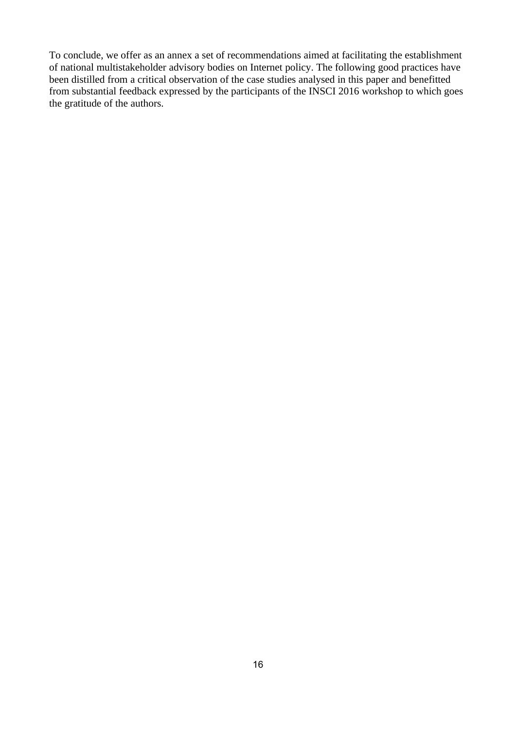To conclude, we offer as an annex a set of recommendations aimed at facilitating the establishment of national multistakeholder advisory bodies on Internet policy. The following good practices have been distilled from a critical observation of the case studies analysed in this paper and benefitted from substantial feedback expressed by the participants of the INSCI 2016 workshop to which goes the gratitude of the authors.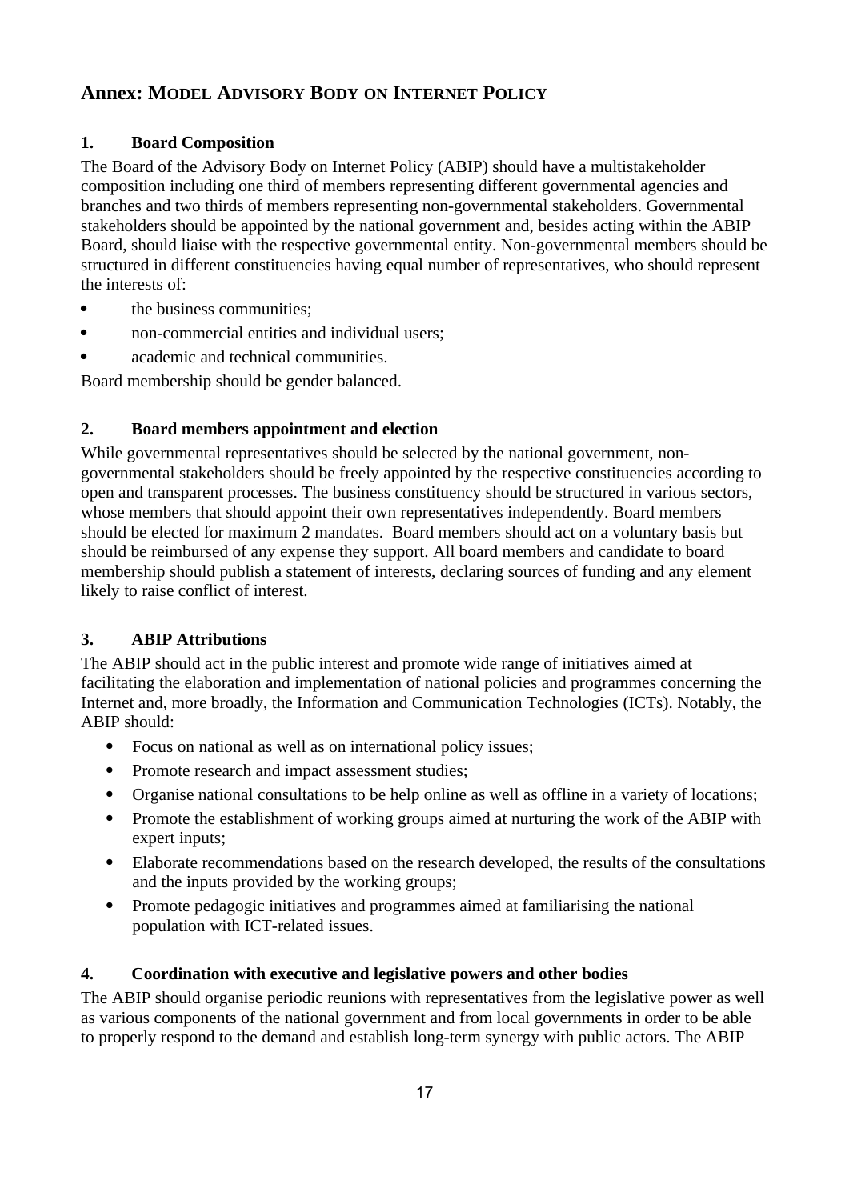## Annex: MODEL ADVISORY BODY ON INTERNET POLICY

### 1. Board Composition

The Board of the Advisory Body on Internet Policy (ABIP) should have a multistakeholder composition including one third of members representing different governmental agencies and branches and two thirds of members representing non-governmental stakeholders. Governmental stakeholders should be appointed by the national government and, besides acting within the ABIP Board, should liaise with the respective governmental entity. Non-governmental members should be structured in different constituencies having equal number of representatives, who should represent the interests of:

- the business communities;
- non-commercial entities and individual users;
- academic and technical communities.

Board membership should be gender balanced.

### 2. Board members appointment and election

While governmental representatives should be selected by the national government, non-governmental stakeholders should be freely appointed by the respective constituencies according to open and transparent processes. The business constituency should be structured in various sectors, whose members that should appoint their own representatives independently. Board members should be elected for maximum 2 mandates. Board members should act on a voluntary basis but should be reimbursed of any expense they support. All board members and candidate to board membership should publish a statement of interests, declaring sources of funding and any element likely to raise conflict of interest.

### 3. ABIP Attributions

The ABIP should act in the public interest and promote wide range of initiatives aimed at facilitating the elaboration and implementation of national policies and programmes concerning the Internet and, more broadly, the Information and Communication Technologies (ICTs). Notably, the ABIP should:

- Focus on national as well as on international policy issues;
- Promote research and impact assessment studies;
- Organise national consultations to be help online as well as offline in a variety of locations;
- Promote the establishment of working groups aimed at nurturing the work of the ABIP with expert inputs;
- Elaborate recommendations based on the research developed, the results of the consultations and the inputs provided by the working groups;
- Promote pedagogic initiatives and programmes aimed at familiarising the national population with ICT-related issues.

### 4. Coordination with executive and legislative powers and other bodies

The ABIP should organise periodic reunions with representatives from the legislative power as well as various components of the national government and from local governments in order to be able to properly respond to the demand and establish long-term synergy with public actors. The ABIP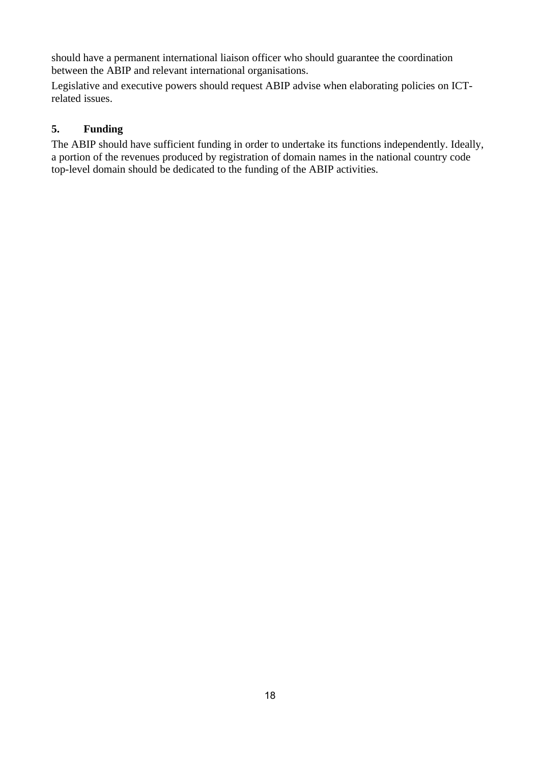should have a permanent international liaison officer who should guarantee the coordination between the ABIP and relevant international organisations.

Legislative and executive powers should request ABIP advise when elaborating policies on ICT-related issues.

## 5. Funding

The ABIP should have sufficient funding in order to undertake its functions independently. Ideally, a portion of the revenues produced by registration of domain names in the national country code top-level domain should be dedicated to the funding of the ABIP activities.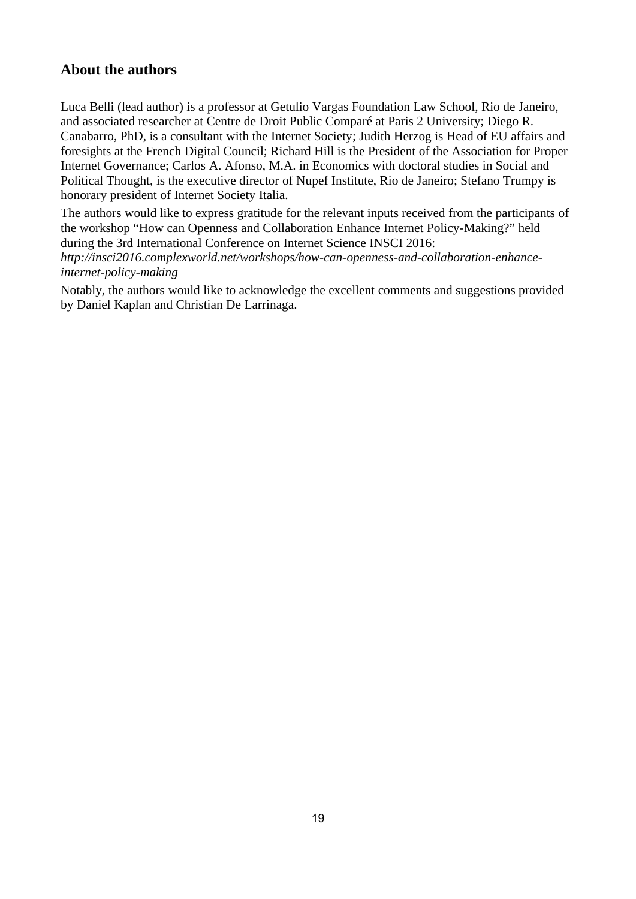## About the authors

Luca Belli (lead author) is a professor at Getulio Vargas Foundation Law School, Rio de Janeiro, and associated researcher at Centre de Droit Public Comparé at Paris 2 University; Diego R. Canabarro, PhD, is a consultant with the Internet Society; Judith Herzog is Head of EU affairs and foresights at the French Digital Council; Richard Hill is the President of the Association for Proper Internet Governance; Carlos A. Afonso, M.A. in Economics with doctoral studies in Social and Political Thought, is the executive director of Nupef Institute, Rio de Janeiro; Stefano Trumpy is honorary president of Internet Society Italia.

The authors would like to express gratitude for the relevant inputs received from the participants of the workshop "How can Openness and Collaboration Enhance Internet Policy-Making?" held during the 3rd International Conference on Internet Science INSCI 2016: *http://insci2016.complexworld.net/workshops/how-can-openness-and-collaboration-enhance-internet-policy-making*

Notably, the authors would like to acknowledge the excellent comments and suggestions provided by Daniel Kaplan and Christian De Larrinaga.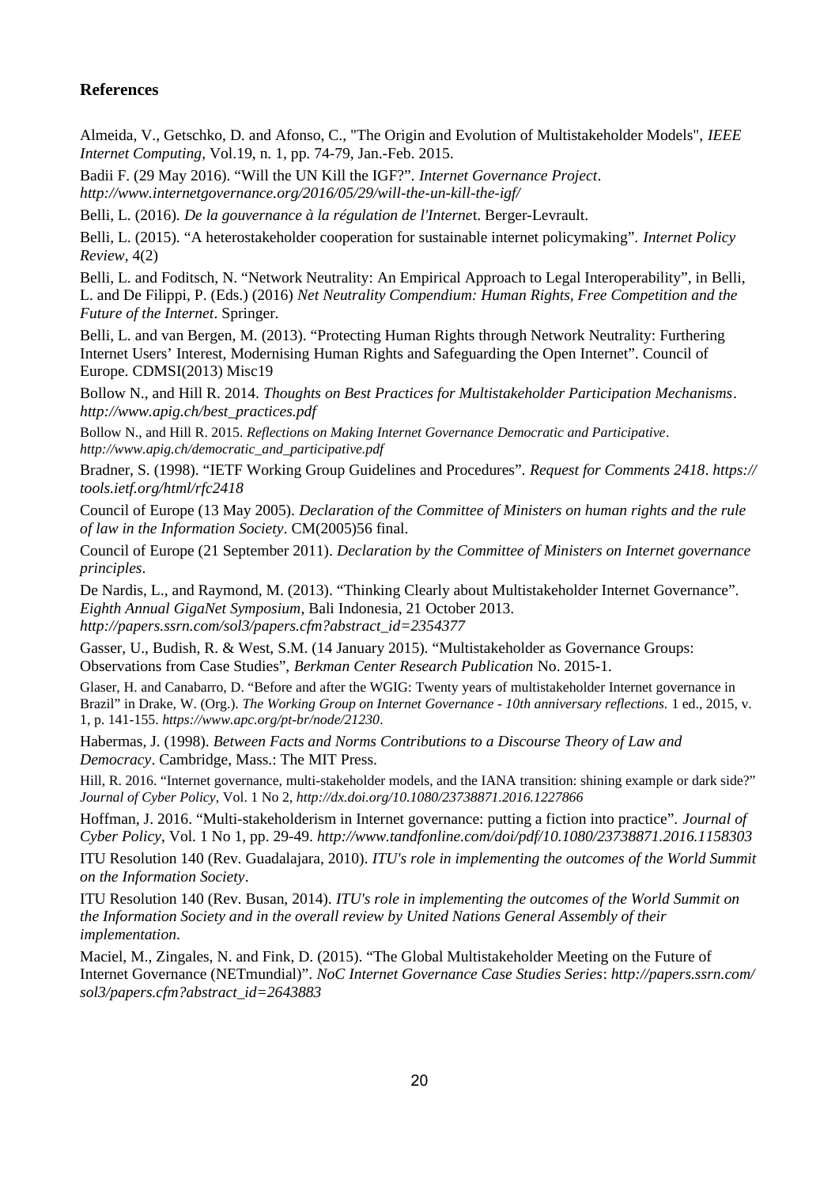## References

Almeida, V., Getschko, D. and Afonso, C., "The Origin and Evolution of Multistakeholder Models", *IEEE Internet Computing*, Vol.19, n. 1, pp. 74-79, Jan.-Feb. 2015.

Badii F. (29 May 2016). "Will the UN Kill the IGF?". *Internet Governance Project*. *http://www.internetgovernance.org/2016/05/29/will-the-un-kill-the-igf/*

Belli, L. (2016). *De la gouvernance à la régulation de l'Interne*t. Berger-Levrault.

Belli, L. (2015). "A heterostakeholder cooperation for sustainable internet policymaking". *Internet Policy Review*, 4(2)

Belli, L. and Foditsch, N. "Network Neutrality: An Empirical Approach to Legal Interoperability", in Belli, L. and De Filippi, P. (Eds.) (2016) *Net Neutrality Compendium: Human Rights, Free Competition and the Future of the Internet*. Springer.

Belli, L. and van Bergen, M. (2013). "Protecting Human Rights through Network Neutrality: Furthering Internet Users' Interest, Modernising Human Rights and Safeguarding the Open Internet". Council of Europe. CDMSI(2013) Misc19

Bollow N., and Hill R. 2014. *Thoughts on Best Practices for Multistakeholder Participation Mechanisms*. *http://www.apig.ch/best_practices.pdf*

Bollow N., and Hill R. 2015. *Reflections on Making Internet Governance Democratic and Participative*. *http://www.apig.ch/democratic_and_participative.pdf*

Bradner, S. (1998). "IETF Working Group Guidelines and Procedures". *Request for Comments 2418*. *https://tools.ietf.org/html/rfc2418*

Council of Europe (13 May 2005). *Declaration of the Committee of Ministers on human rights and the rule of law in the Information Society*. CM(2005)56 final.

Council of Europe (21 September 2011). *Declaration by the Committee of Ministers on Internet governance principles*.

De Nardis, L., and Raymond, M. (2013). "Thinking Clearly about Multistakeholder Internet Governance". *Eighth Annual GigaNet Symposium*, Bali Indonesia, 21 October 2013. *http://papers.ssrn.com/sol3/papers.cfm?abstract_id=2354377*

Gasser, U., Budish, R. & West, S.M. (14 January 2015). "Multistakeholder as Governance Groups: Observations from Case Studies", *Berkman Center Research Publication* No. 2015-1.

Glaser, H. and Canabarro, D. "Before and after the WGIG: Twenty years of multistakeholder Internet governance in Brazil" in Drake, W. (Org.). *The Working Group on Internet Governance - 10th anniversary reflections.* 1 ed., 2015, v. 1, p. 141-155. *https://www.apc.org/pt-br/node/21230*.

Habermas, J. (1998). *Between Facts and Norms Contributions to a Discourse Theory of Law and Democracy*. Cambridge, Mass.: The MIT Press.

Hill, R. 2016. "Internet governance, multi-stakeholder models, and the IANA transition: shining example or dark side?" *Journal of Cyber Policy*, Vol. 1 No 2, *http://dx.doi.org/10.1080/23738871.2016.1227866*

Hoffman, J. 2016. "Multi-stakeholderism in Internet governance: putting a fiction into practice". *Journal of Cyber Policy*, Vol. 1 No 1, pp. 29-49. *http://www.tandfonline.com/doi/pdf/10.1080/23738871.2016.1158303*

ITU Resolution 140 (Rev. Guadalajara, 2010). *ITU's role in implementing the outcomes of the World Summit on the Information Society*.

ITU Resolution 140 (Rev. Busan, 2014). *ITU's role in implementing the outcomes of the World Summit on the Information Society and in the overall review by United Nations General Assembly of their implementation*.

Maciel, M., Zingales, N. and Fink, D. (2015). "The Global Multistakeholder Meeting on the Future of Internet Governance (NETmundial)". *NoC Internet Governance Case Studies Series*: *http://papers.ssrn.com/sol3/papers.cfm?abstract_id=2643883*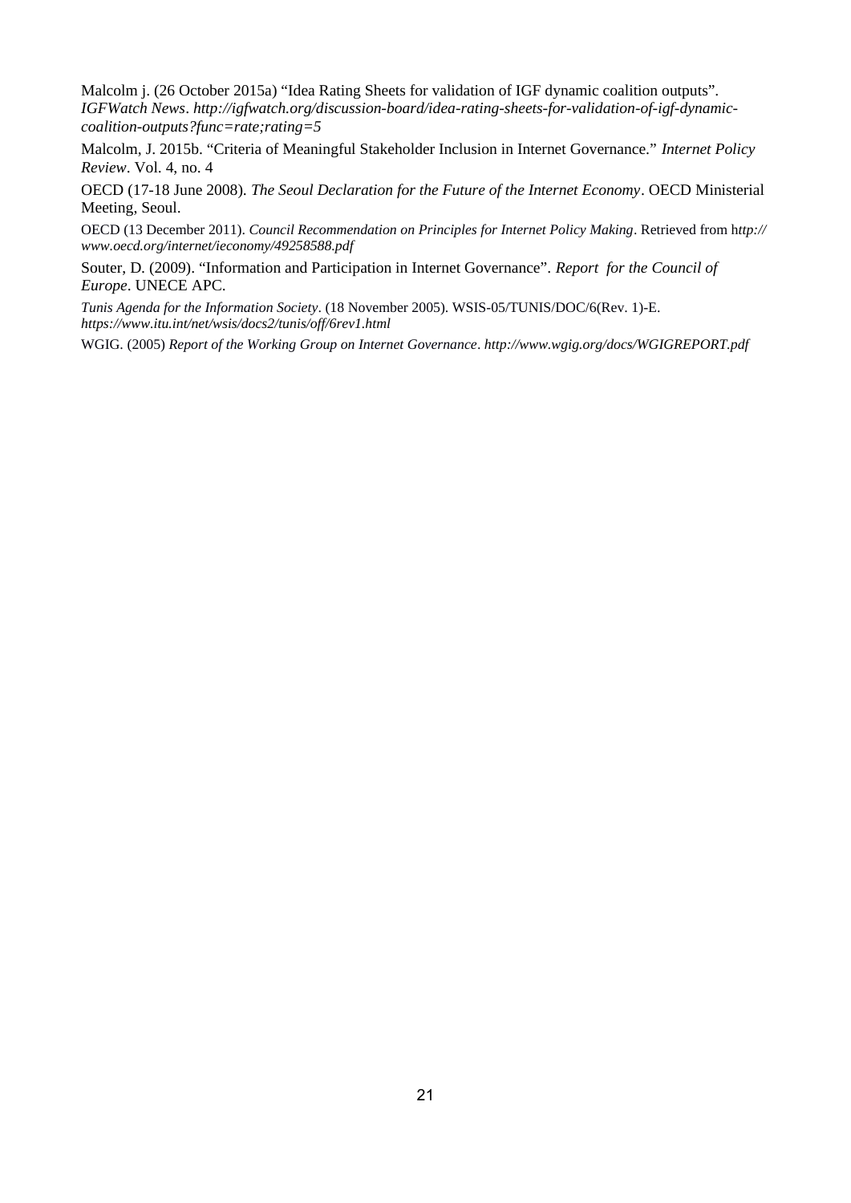Malcolm j. (26 October 2015a) "Idea Rating Sheets for validation of IGF dynamic coalition outputs". *IGFWatch News*. *http://igfwatch.org/discussion-board/idea-rating-sheets-for-validation-of-igf-dynamic-coalition-outputs?func=rate;rating=5*

Malcolm, J. 2015b. "Criteria of Meaningful Stakeholder Inclusion in Internet Governance." *Internet Policy Review*. Vol. 4, no. 4

OECD (17-18 June 2008). *The Seoul Declaration for the Future of the Internet Economy*. OECD Ministerial Meeting, Seoul.

OECD (13 December 2011). *Council Recommendation on Principles for Internet Policy Making*. Retrieved from h*ttp://www.oecd.org/internet/ieconomy/49258588.pdf*

Souter, D. (2009). "Information and Participation in Internet Governance". *Report for the Council of Europe*. UNECE APC.

*Tunis Agenda for the Information Society*. (18 November 2005). WSIS-05/TUNIS/DOC/6(Rev. 1)-E. *https://www.itu.int/net/wsis/docs2/tunis/off/6rev1.html*

WGIG. (2005) *Report of the Working Group on Internet Governance*. *http://www.wgig.org/docs/WGIGREPORT.pdf*